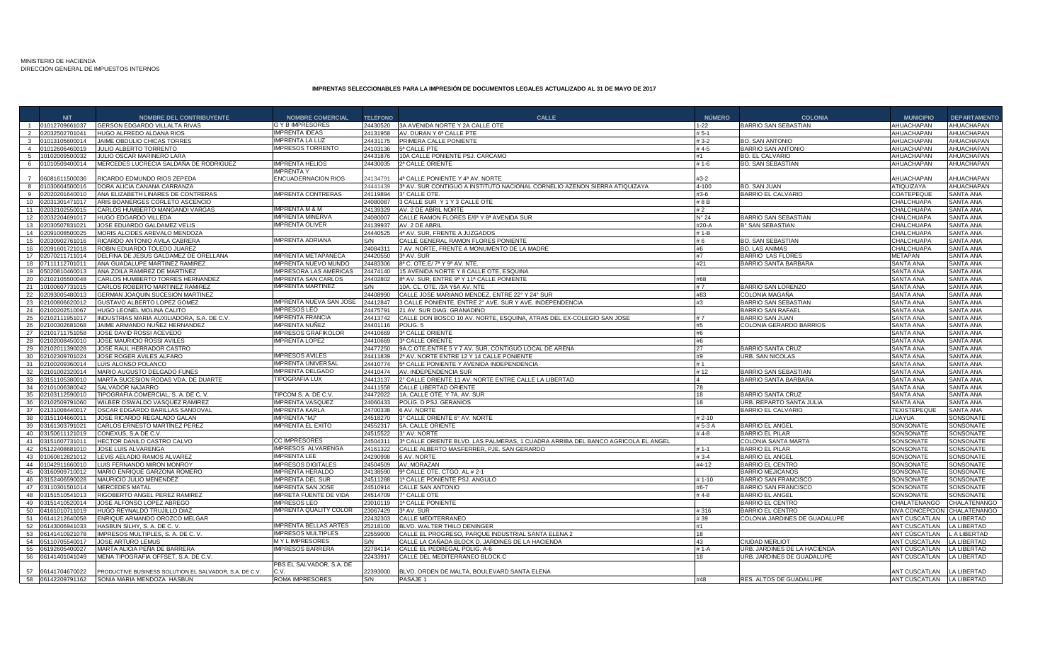MINISTERIO DE HACIENDA
DIRECCIÓN GENERAL DE IMPUESTOS INTERNOS

**IMPRENTAS SELECCIONADAS PARA LA IMPRESIÓN DE DOCUMENTOS LEGALES ACTUALIZADO AL 31 DE MAYO DE 2017**

| | NIT | NOMBRE DEL CONTRIBUYENTE | NOMBRE COMERCIAL | TELÉFONO | CALLE | NÚMERO | COLONIA | MUNICIPIO | DEPARTAMENTO |
|---|---|---|---|---|---|---|---|---|---|
| 1 | 01012709661037 | GERSON EDGARDO VILLALTA RIVAS | G Y B IMPRESORES | 24430520 | 3A AVENIDA NORTE Y 2A CALLE OTE | 1-22 | BARRIO SAN SEBASTIAN | AHUACHAPAN | AHUACHAPAN |
| 2 | 02032502701041 | HUGO ALFREDO ALDANA RIOS | IMPRENTA IDEAS | 24131958 | AV. DURAN Y 6ª CALLE PTE | # 5-1 | | AHUACHAPAN | AHUACHAPAN |
| 3 | 01013105600014 | JAIME OBDULIO CHICAS TORRES | IMPRENTA LA LUZ | 24431175 | PRIMERA CALLE PONIENTE | # 3-2 | BO. SAN ANTONIO | AHUACHAPAN | AHUACHAPAN |
| 4 | 01012606460019 | JULIO ALBERTO TORRENTO | IMPRESOS TORRENTO | 24103136 | 5ª CALLE PTE | # 4-5 | BARRIO SAN ANTONIO | AHUACHAPAN | AHUACHAPAN |
| 5 | 10102009500032 | JULIO OSCAR MARINERO LARA | | 24431876 | 10A CALLE PONIENTE PSJ. CARCAMO | #1 | BO. EL CALVARIO | AHUACHAPAN | AHUACHAPAN |
| 6 | 01010509400014 | MERCEDES LUCRECIA SALDAÑA DE RODRIGUEZ | IMPRENTA HELIOS | 24430035 | 2ª CALLE ORIENTE | # 1-6 | BO. SAN SEBASTIAN | AHUACHAPAN | AHUACHAPAN |
| 7 | 06081611500036 | RICARDO EDMUNDO RIOS ZEPEDA | IMPRENTA Y ENCUADERNACION RIOS | 24134791 | 4ª CALLE PONIENTE Y 4ª AV. NORTE | #3-2 | | AHUACHAPAN | AHUACHAPAN |
| 8 | 01030604500016 | DORA ALICIA CANANA CARRANZA | | 24441439 | 3ª AV. SUR CONTIGUO A INSTITUTO NACIONAL CORNELIO AZENON SIERRA ATIQUIZAYA | 4-100 | BO. SAN JUAN | ATIQUIZAYA | AHUACHAPAN |
| 9 | 02020201640010 | ANA ELIZABETH LINARES DE CONTRERAS | IMPRENTA CONTRERAS | 24119894 | 3° CALLE OTE. | #3-6 | BARRIO EL CALVARIO | COATEPEQUE | SANTA ANA |
| 10 | 02031301471017 | ARIS BOANERGES CORLETO ASCENCIO | | 24080087 | 3 CALLE SUR Y 1 Y 3 CALLE OTE | # 8 B | | CHALCHUAPA | SANTA ANA |
| 11 | 02032102550015 | CARLOS HUMBERTO MANGANDI VARGAS | IMPRENTA M & M | 24139329 | AV. 2 DE ABRIL NORTE | # 2 | | CHALCHUAPA | SANTA ANA |
| 12 | 02032204691017 | HUGO EDGARDO VILLEDA | IMPRENTA MINERVA | 24080007 | CALLE RAMON FLORES E/6ª Y 8ª AVENIDA SUR | Nº 24 | BARRIO SAN SEBASTIAN | CHALCHUAPA | SANTA ANA |
| 13 | 02030507831021 | JOSE EDUARDO GALDAMEZ VELIS | IMPRENTA OLIVER | 24139937 | AV. 2 DE ABRIL | #20-A | B° SAN SEBASTIAN | CHALCHUAPA | SANTA ANA |
| 14 | 02091008500025 | MORIS ALCIDES AREVALO MENDOZA | | 24440525 | 4ª AV. SUR, FRENTE A JUZGADOS | # 1-B | | CHALCHUAPA | SANTA ANA |
| 15 | 02030902761016 | RICARDO ANTONIO AVILA CABRERA | IMPRENTA ADRIANA | S/N | CALLE GENERAL RAMON FLORES PONIENTE | # 6 | BO. SAN SEBASTIAN | CHALCHUAPA | SANTA ANA |
| 16 | 02091601721018 | ROBIN EDUARDO TOLEDO JUAREZ | | 24084311 | 7 AV. NORTE, FRENTE A MONUMENTO DE LA MADRE | #6 | BO. LAS ANIMAS | CHALCHUAPA | SANTA ANA |
| 17 | 02070211711014 | DELFINA DE JESUS GALDAMEZ DE ORELLANA | IMPRENTA METAPANECA | 24420550 | 3ª AV. SUR | #7 | BARRIO LAS FLORES | METAPAN | SANTA ANA |
| 18 | 07111112701011 | ANA GUADALUPE MARTINEZ RAMIREZ | IMPRENTA NUEVO MUNDO | 24483306 | 8ª C. OTE.E/ 7ª Y 9ª AV. NTE. | #21 | BARRIO SANTA BARBARA | SANTA ANA | SANTA ANA |
| 19 | 05020810460013 | ANA ZOILA RAMIREZ DE MARTINEZ | IMPRESORA LAS AMERICAS | 24474140 | 15 AVENIDA NORTE Y 8 CALLE OTE, ESQUINA | | | SANTA ANA | SANTA ANA |
| 20 | 02102105500048 | CARLOS HUMBERTO TORRES HERNANDEZ | IMPRENTA SAN CARLOS | 24402802 | 8ª AV. SUR, ENTRE 9ª Y 11ª CALLE PONIENTE | #68 | | SANTA ANA | SANTA ANA |
| 21 | 10100607731015 | CARLOS ROBERTO MARTINEZ RAMIREZ | IMPRENTA MARTINEZ | S/N | 10A. CL. OTE. /3A Y5A AV. NTE | # 7 | BARRIO SAN LORENZO | SANTA ANA | SANTA ANA |
| 22 | 02093005480013 | GERMAN JOAQUIN SUCESION MARTINEZ | | 24408990 | CALLE JOSE MARIANO MENDEZ, ENTRE 22° Y 24° SUR | #83 | COLONIA MAGAÑA | SANTA ANA | SANTA ANA |
| 23 | 02100806620012 | GUSTAVO ALBERTO LOPEZ GOMEZ | IMPRENTA NUEVA SAN JOSE | 24412847 | 3 CALLE PONIENTE, ENTRE 2° AVE. SUR Y AVE. INDEPENDENCIA | #3 | BARRIO SAN SEBASTIAN | SANTA ANA | SANTA ANA |
| 24 | 02100202510067 | HUGO LEONEL MOLINA CALITO | IMPRESOS LEO | 24475791 | 21 AV. SUR DIAG. GRANADINO | | BARRIO SAN RAFAEL | SANTA ANA | SANTA ANA |
| 25 | 02102111951017 | INDUSTRIAS MARIA AUXILIADORA, S.A. DE C.V. | IMPRENTA FRANCIA | 24413742 | CALLE DON BOSCO 10 AV. NORTE, ESQUINA, ATRAS DEL EX-COLEGIO SAN JOSE | # 7 | BARRIO SAN JUAN | SANTA ANA | SANTA ANA |
| 26 | 02100302681068 | JAIME ARMANDO NUÑEZ HERNANDEZ | IMPRENTA NUÑEZ | 24401116 | POLIG. 5 | #5 | COLONIA GERARDO BARRIOS | SANTA ANA | SANTA ANA |
| 27 | 02101711751058 | JOSE DAVID ROSSI ACEVEDO | IMPRESOS GRAFIKOLOR | 24410669 | 3ª CALLE ORIENTE | #6 | | SANTA ANA | SANTA ANA |
| 28 | 02102008450010 | JOSE MAURICIO ROSSI AVILES | IMPRENTA LOPEZ | 24410669 | 3ª CALLE ORIENTE | #6 | | SANTA ANA | SANTA ANA |
| 29 | 02102011390028 | JOSE RAUL HERRADOR CASTRO | | 24477250 | 9A.C.OTE.ENTRE 5 Y 7 AV. SUR, CONTIGUO LOCAL DE ARENA | 27 | BARRIO SANTA CRUZ | SANTA ANA | SANTA ANA |
| 30 | 02102309701024 | JOSE ROGER AVILES ALFARO | IMPRESOS AVILES | 24411839 | 2ª AV. NORTE ENTRE 12 Y 14 CALLE PONIENTE | #9 | URB. SAN NICOLAS | SANTA ANA | SANTA ANA |
| 31 | 02100209360014 | LUIS ALONSO POLANCO | IMPRENTA UNIVERSAL | 24410774 | 5ª CALLE PONIENTE Y AVENIDA INDEPENDENCIA | # 1 | | SANTA ANA | SANTA ANA |
| 32 | 02101002320014 | MARIO AUGUSTO DELGADO FUNES | IMPRENTA DELGADO | 24410474 | AV. INDEPENDENCIA SUR | # 12 | BARRIO SAN SEBASTIAN | SANTA ANA | SANTA ANA |
| 33 | 03151105380010 | MARTA SUCESION RODAS VDA. DE DUARTE | TIPOGRAFIA LUX | 24413137 | 2° CALLE ORIENTE 11 AV. NORTE ENTRE CALLE LA LIBERTAD | 4 | BARRIO SANTA BARBARA | SANTA ANA | SANTA ANA |
| 34 | 02101006380042 | SALVADOR NAJARRO | | 24411558 | CALLE LIBERTAD ORIENTE | 78 | | SANTA ANA | SANTA ANA |
| 35 | 02103112590010 | TIPOGRAFIA COMERCIAL, S. A. DE C. V. | TIPCOM S. A. DE C.V. | 24472022 | 1A. CALLE OTE. Y 7A. AV. SUR | 18 | BARRIO SANTA CRUZ | SANTA ANA | SANTA ANA |
| 36 | 02102509791060 | WILBER OSWALDO VASQUEZ RAMIREZ | IMPRENTA VASQUEZ | 24060433 | POLIG. D PSJ. GERANIOS | 18 | URB. REPARTO SANTA JULIA | SANTA ANA | SANTA ANA |
| 37 | 02131008440017 | OSCAR EDGARDO BARILLAS SANDOVAL | IMPRENTA KARLA | 24700338 | 6 AV. NORTE | | BARRIO EL CALVARIO | TEXISTEPEQUE | SANTA ANA |
| 38 | 03151104660011 | JOSE RICARDO REGALADO GALAN | IMPRENTA "MJ" | 24518270 | 3° CALLE ORIENTE 6° AV. NORTE | # 2-10 | | JUAYUA | SONSONATE |
| 39 | 03161303791021 | CARLOS ERNESTO MARTINEZ PEREZ | IMPRENTA EL EXITO | 24552317 | 5A. CALLE ORIENTE | # 5-3 A | BARRIO EL ANGEL | SONSONATE | SONSONATE |
| 40 | 03150611121019 | CONEXUS, S.A DE C.V. | | 24515522 | 3° AV. NORTE | # 4-8 | BARRIO EL PILAR | SONSONATE | SONSONATE |
| 41 | 03151607731011 | HECTOR DANILO CASTRO CALVO | CC IMPRESORES | 24504311 | 3ª CALLE ORIENTE BLVD. LAS PALMERAS, 1 CUADRA ARRIBA DEL BANCO AGRICOLA EL ANGEL | | COLONIA SANTA MARTA | SONSONATE | SONSONATE |
| 42 | 05122408681010 | JOSE LUIS ALVARENGA | IMPRESOS ALVARENGA | 24161322 | CALLE ALBERTO MASFERRER, PJE. SAN GERARDO | # 1-1 | BARRIO EL PILAR | SONSONATE | SONSONATE |
| 43 | 01060812821012 | LEVIS AELADIO RAMOS ALVAREZ | IMPRENTA LEE | 24290998 | 6 AV. NORTE | # 3-4 | BARRIO EL ANGEL | SONSONATE | SONSONATE |
| 44 | 01042911660010 | LUIS FERNANDO MIRON MONROY | IMPRESOS DIGITALES | 24504509 | AV. MORAZAN | #4-12 | BARRIO EL CENTRO | SONSONATE | SONSONATE |
| 45 | 03160909710012 | MARIO ENRIQUE GARZONA ROMERO | IMPRENTA HERALDO | 24138590 | 9ª CALLE OTE. CTGO. AL # 2-1 | | BARRIO MEJICANOS | SONSONATE | SONSONATE |
| 46 | 03152406590028 | MAURICIO JULIO MENENDEZ | IMPRENTA DEL SUR | 24511288 | 1ª CALLE PONIENTE PSJ. ANGULO | # 1-10 | BARRIO SAN FRANCISCO | SONSONATE | SONSONATE |
| 47 | 03110301501014 | MERCEDES MATAL | IMPRENTA SAN JOSE | 24510914 | CALLE SAN ANTONIO | #6-7 | BARRIO SAN FRANCISCO | SONSONATE | SONSONATE |
| 48 | 03151510541013 | RIGOBERTO ANGEL PEREZ RAMIREZ | IMPRETA FUENTE DE VIDA | 24514709 | 7° CALLE OTE | # 4-8 | BARRIO EL ANGEL | SONSONATE | SONSONATE |
| 49 | 03151410520014 | JOSE ALFONSO LOPEZ ABREGO | IMPRESOS LEO | 23010119 | 1ª CALLE PONIENTE | | BARRIO EL CENTRO | CHALATENANGO | CHALATENANGO |
| 50 | 04161010711019 | HUGO REYNALDO TRUJILLO DIAZ | IMPRENTA QUALITY COLOR | 23067429 | 3ª AV. SUR | # 316 | BARRIO EL CENTRO | NVA CONCEPCION | CHALATENANGO |
| 51 | 06141212640058 | ENRIQUE ARMANDO OROZCO MELGAR | | 22432303 | CALLE MEDITERRANEO | # 39 | COLONIA JARDINES DE GUADALUPE | ANT CUSCATLAN | LA LIBERTAD |
| 52 | 06143006941033 | HASBUN SILHY, S. A. DE C. V. | IMPRENTA BELLAS ARTES | 25218100 | BLVD. WALTER THILO DENINGER | #1 | | ANT CUSCATLAN | LA LIBERTAD |
| 53 | 06141410921078 | IMPRESOS MULTIPLES, S. A. DE C. V. | IMPRESOS MULTIPLES | 22559000 | CALLE EL PROGRESO, PARQUE INDUSTRIAL SANTA ELENA 2 | 18 | | ANT CUSCATLAN | L A LIBERTAD |
| 54 | 05110705540017 | JOSE ARTURO LEMUS | M Y L IMPRESORES | S/N | CALLE LA CAÑADA BLOCK D, JARDINES DE LA HACIENDA | 43 | CIUDAD MERLIOT | ANT CUSCATLAN | LA LIBERTAD |
| 55 | 06192605400027 | MARTA ALICIA PEÑA DE BARRERA | IMPRESOS BARRERA | 22784114 | CALLE EL PEDREGAL POLIG. A-6 | # 1-A | URB. JARDINES DE LA HACIENDA | ANT CUSCATLAN | LA LIBERTAD |
| 56 | 06141401041049 | MENA TIPOGRAFIA OFFSET, S.A. DE C.V. | | 22433917 | CALLE DEL MEDITERRANEO BLOCK C | 18 | URB. JARDINES DE GUADALUPE | ANT CUSCATLAN | LA LIBERTAD |
| 57 | 06141704670022 | PRODUCTIVE BUSINESS SOLUTION EL SALVADOR, S.A. DE C.V. | PBS EL SALVADOR, S.A. DE C.V. | 22393000 | BLVD. ORDEN DE MALTA, BOULEVARD SANTA ELENA | | | ANT CUSCATLAN | LA LIBERTAD |
| 58 | 06142209791162 | SONIA MARIA MENDOZA HASBUN | ROMA IMPRESORES | S/N | PASAJE 1 | #48 | RES. ALTOS DE GUADALUPE | ANT CUSCATLAN | LA LIBERTAD |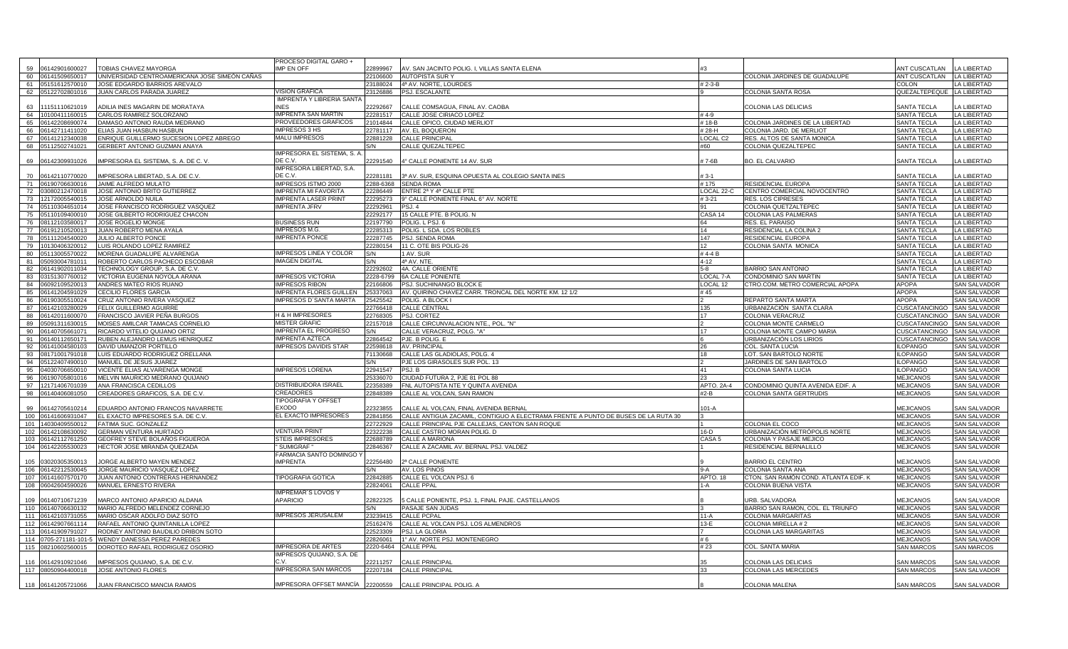| | | | | | | | | | |
|---|---|---|---|---|---|---|---|---|---|
| 59 | 06142901600027 | TOBIAS CHAVEZ MAYORGA | PROCESO DIGITAL GARO + IMP EN OFF | 22899967 | AV. SAN JACINTO POLIG. I, VILLAS SANTA ELENA | #3 | | ANT CUSCATLAN | LA LIBERTAD |
| 60 | 06141509650017 | UNIVERSIDAD CENTROAMERICANA JOSE SIMEÓN CAÑAS | | 22106600 | AUTOPISTA SUR Y | | COLONIA JARDINES DE GUADALUPE | ANT CUSCATLAN | LA LIBERTAD |
| 61 | 05151612570010 | JOSE EDGARDO BARRIOS AREVALO | | 23188024 | 4ª AV. NORTE, LOURDES | # 2-3-B | | COLON | LA LIBERTAD |
| 62 | 05122702801016 | JUAN CARLOS PARADA JUAREZ | VISION GRAFICA | 23126886 | PSJ. ESCALANTE | 9 | COLONIA SANTA ROSA | QUEZALTEPEQUE | LA LIBERTAD |
| 63 | 11151110621019 | ADILIA INES MAGARIN DE MORATAYA | IMPRENTA Y LIBRERIA SANTA INES | 22292667 | CALLE COMSAGUA, FINAL AV. CAOBA | | COLONIA LAS DELICIAS | SANTA TECLA | LA LIBERTAD |
| 64 | 10100411160015 | CARLOS RAMIREZ SOLORZANO | IMPRENTA SAN MARTIN | 22281517 | CALLE JOSE CIRIACO LOPEZ | # 4-9 | | SANTA TECLA | LA LIBERTAD |
| 65 | 06142208690074 | DAMASO ANTONIO RAUDA MEDRANO | PROVEEDORES GRAFICOS | 21014844 | CALLE OPICO, CIUDAD MERLIOT | # 18-B | COLONIA JARDINES DE LA LIBERTAD | SANTA TECLA | LA LIBERTAD |
| 66 | 06142711411020 | ELIAS JUAN HASBUN HASBUN | IMPRESOS 3 HS | 22781117 | AV. EL BOQUERON | # 28-H | COLONIA JARD. DE MERLIOT | SANTA TECLA | LA LIBERTAD |
| 67 | 06141212340038 | ENRIQUE GUILLERMO SUCESION LOPEZ ABREGO | MALU IMPRESOS | 22881228 | CALLE PRINCIPAL | LOCAL C2 | RES. ALTOS DE SANTA MONICA | SANTA TECLA | LA LIBERTAD |
| 68 | 05112502741021 | GERBERT ANTONIO GUZMAN ANAYA | | S/N | CALLE QUEZALTEPEC | #60 | COLONIA QUEZALTEPEC | SANTA TECLA | LA LIBERTAD |
| 69 | 06142309931026 | IMPRESORA EL SISTEMA, S. A. DE C. V. | IMPRESORA EL SISTEMA, S. A. DE C.V. | 22291540 | 4° CALLE PONIENTE 14 AV. SUR | # 7-6B | BO. EL CALVARIO | SANTA TECLA | LA LIBERTAD |
| 70 | 06142110770020 | IMPRESORA LIBERTAD, S.A. DE C.V. | IMPRESORA LIBERTAD, S.A. DE C.V. | 22281181 | 3ª AV. SUR, ESQUINA OPUESTA AL COLEGIO SANTA INES | # 3-1 | | SANTA TECLA | LA LIBERTAD |
| 71 | 06190706630016 | JAIME ALFREDO MULATO | IMPRESOS ISTMO 2000 | 2288-6368 | SENDA ROMA | # 175 | RESIDENCIAL EUROPA | SANTA TECLA | LA LIBERTAD |
| 72 | 03080212470018 | JOSE ANTONIO BRITO GUTIERREZ | IMPRENTA MI FAVORITA | 22286449 | ENTRE 2ª Y 4ª CALLE PTE | LOCAL 22-C | CENTRO COMERCIAL NOVOCENTRO | SANTA TECLA | LA LIBERTAD |
| 73 | 12172005540015 | JOSE ARNOLDO NUILA | IMPRENTA LASER PRINT | 22295273 | 9° CALLE PONIENTE FINAL 6° AV. NORTE | # 3-21 | RES. LOS CIPRESES | SANTA TECLA | LA LIBERTAD |
| 74 | 05110304651014 | JOSE FRANCISCO RODRIGUEZ VASQUEZ | IMPRENTA JFRV | 22292961 | PSJ. 4 | 91 | COLONIA QUETZALTEPEC | SANTA TECLA | LA LIBERTAD |
| 75 | 05110109400010 | JOSE GILBERTO RODRIGUEZ CHACON | | 22292177 | 15 CALLE PTE. B POLIG. N | CASA 14 | COLONIA LAS PALMERAS | SANTA TECLA | LA LIBERTAD |
| 76 | 08112103580017 | JOSE ROGELIO MONGE | BUSINESS RUN | 22197790 | POLIG. L PSJ. 6 | 64 | RES. EL PARAISO | SANTA TECLA | LA LIBERTAD |
| 77 | 06191210520013 | JUAN ROBERTO MENA AYALA | IMPRESOS M.G. | 22285313 | POLIG. L SDA. LOS ROBLES | 14 | RESIDENCIAL LA COLINA 2 | SANTA TECLA | LA LIBERTAD |
| 78 | 05111204540020 | JULIO ALBERTO PONCE | IMPRENTA PONCE | 22287745 | PSJ. SENDA ROMA | 147 | RESIDENCIAL EUROPA | SANTA TECLA | LA LIBERTAD |
| 79 | 10130406320012 | LUIS ROLANDO LOPEZ RAMIREZ | | 22280154 | 11 C. OTE BIS POLIG-26 | 12 | COLONIA SANTA MONICA | SANTA TECLA | LA LIBERTAD |
| 80 | 05113005570022 | MORENA GUADALUPE ALVARENGA | IMPRESOS LINEA Y COLOR | S/N | 1 AV. SUR | # 4-4 B | | SANTA TECLA | LA LIBERTAD |
| 81 | 05093004781011 | ROBERTO CARLOS PACHECO ESCOBAR | IMAGEN DIGITAL | S/N | 4ª AV. NTE. | 4-12 | | SANTA TECLA | LA LIBERTAD |
| 82 | 06141902011034 | TECHNOLOGY GROUP, S.A. DE C.V. | | 22292602 | 4A. CALLE ORIENTE | 5-8 | BARRIO SAN ANTONIO | SANTA TECLA | LA LIBERTAD |
| 83 | 03151307760012 | VICTORIA EUGENIA NOYOLA ARANA | IMPRESOS VICTORIA | 2228-6799 | 6A CALLE PONIENTE | LOCAL 7-A | CONDOMINIO SAN MARTIN | SANTA TECLA | LA LIBERTAD |
| 84 | 06092109520013 | ANDRES MATEO RIOS RUANO | IMPRESOS RIBON | 22166806 | PSJ. SUCHINANGO BLOCK E | LOCAL 12 | CTRO.COM. METRO COMERCIAL APOPA | APOPA | SAN SALVADOR |
| 85 | 06141204591029 | CECILIO FLORES GARCIA | IMPRENTA FLORES GUILLEN | 25337063 | AV. QUIRINO CHAVEZ CARR. TRONCAL DEL NORTE KM. 12 1/2 | # 45 | | APOPA | SAN SALVADOR |
| 86 | 06190305510024 | CRUZ ANTONIO RIVERA VASQUEZ | IMPRESOS D´SANTA MARTA | 25425542 | POLIG. A BLOCK I | 2 | REPARTO SANTA MARTA | APOPA | SAN SALVADOR |
| 87 | 06142103280029 | FELIX GUILLERMO AGUIRRE | | 22766418 | CALLE CENTRAL | 135 | URBANIZACIÓN SANTA CLARA | CUSCATANCINGO | SAN SALVADOR |
| 88 | 06142011600070 | FRANCISCO JAVIER PEÑA BURGOS | H & H IMPRESORES | 22768305 | PSJ. CORTEZ | 17 | COLONIA VERACRUZ | CUSCATANCINGO | SAN SALVADOR |
| 89 | 05091311630015 | MOISES AMILCAR TAMACAS CORNELIO | MISTER GRAFIC | 22157018 | CALLE CIRCUNVALACION NTE., POL. "N" | 2 | COLONIA MONTE CARMELO | CUSCATANCINGO | SAN SALVADOR |
| 90 | 06140705661071 | RICARDO VITELIO QUIJANO ORTIZ | IMPRENTA EL PROGRESO | S/N | CALLE VERACRUZ, POLG. "A" | 17 | COLONIA MONTE CAMPO MARIA | CUSCATANCINGO | SAN SALVADOR |
| 91 | 06140112650171 | RUBEN ALEJANDRO LEMUS HENRIQUEZ | IMPRENTA AZTECA | 22864542 | PJE. B POLIG. E | 6 | URBANIZACIÓN LOS LIRIOS | CUSCATANCINGO | SAN SALVADOR |
| 92 | 06141004580103 | DAVID UMANZOR PORTILLO | IMPRESOS DAVIDIS STAR | 22598618 | AV. PRINCIPAL | 26 | COL. SANTA LUCIA | ILOPANGO | SAN SALVADOR |
| 93 | 08171001791018 | LUIS EDUARDO RODRIGUEZ ORELLANA | | 71130668 | CALLE LAS GLADIOLAS, POLG. 4 | 18 | LOT. SAN BARTOLO NORTE | ILOPANGO | SAN SALVADOR |
| 94 | 05122407490010 | MANUEL DE JESUS JUAREZ | | S/N | PJE LOS GIRASOLES SUR POL. 13 | 2 | JARDINES DE SAN BARTOLO | ILOPANGO | SAN SALVADOR |
| 95 | 04030706650010 | VICENTE ELIAS ALVARENGA MONGE | IMPRESOS LORENA | 22941547 | PSJ. B | 41 | COLONIA SANTA LUCIA | ILOPANGO | SAN SALVADOR |
| 96 | 06190705801016 | MELVIN MAURICIO MEDRANO QUIJANO | | 25336070 | CIUDAD FUTURA 2, PJE 81 POL 88 | 23 | | MEJICANOS | SAN SALVADOR |
| 97 | 12171406701039 | ANA FRANCISCA CEDILLOS | DISTRIBUIDORA ISRAEL | 22358389 | FNL AUTOPISTA NTE Y QUINTA AVENIDA | APTO. 2A-4 | CONDOMINIO QUINTA AVENIDA EDIF. A | MEJICANOS | SAN SALVADOR |
| 98 | 06140406081050 | CREADORES GRAFICOS, S.A. DE C.V. | CREADORES | 22848389 | CALLE AL VOLCAN, SAN RAMON | #2-B | COLONIA SANTA GERTRUDIS | MEJICANOS | SAN SALVADOR |
| 99 | 06142705610214 | EDUARDO ANTONIO FRANCOS NAVARRETE | TIPOGRAFIA Y OFFSET EXODO | 22323855 | CALLE AL VOLCAN, FINAL AVENIDA BERNAL | 101-A | | MEJICANOS | SAN SALVADOR |
| 100 | 06141606931047 | EL EXACTO IMPRESORES S.A. DE C.V. | EL EXACTO IMPRESORES | 22841856 | CALLE ANTIGUA ZACAMIL, CONTIGUO A ELECTRAMA FRENTE A PUNTO DE BUSES DE LA RUTA 30 | 3 | | MEJICANOS | SAN SALVADOR |
| 101 | 14030409550012 | FATIMA SUC. GONZALEZ | | 22722929 | CALLE PRINCIPAL PJE CALLEJAS, CANTON SAN ROQUE | 1 | COLONIA EL COCO | MEJICANOS | SAN SALVADOR |
| 102 | 06142108630092 | GERMAN VENTURA HURTADO | VENTURA PRINT | 22322238 | CALLE CASTRO MORAN POLIG. D | 16-D | URBANIZACIÓN METRÓPOLIS NORTE | MEJICANOS | SAN SALVADOR |
| 103 | 06142112761250 | GEOFREY STEVE BOLAÑOS FIGUEROA | STEIS IMPRESORES | 22688789 | CALLE A MARIONA | CASA 5 | COLONIA Y PASAJE MEJICO | MEJICANOS | SAN SALVADOR |
| 104 | 06142205530023 | HECTOR JOSE MIRANDA QUEZADA | " SUMIGRAF " | 22846367 | CALLE A ZACAMIL AV. BERNAL PSJ. VALDEZ | 1 | RESIDENCIAL BERNALILLO | MEJICANOS | SAN SALVADOR |
| 105 | 03020305350013 | JORGE ALBERTO MAYEN MENDEZ | FARMACIA SANTO DOMINGO Y IMPRENTA | 22256480 | 2ª CALLE PONIENTE | 9 | BARRIO EL CENTRO | MEJICANOS | SAN SALVADOR |
| 106 | 06142212530045 | JORGE MAURICIO VASQUEZ LOPEZ | | S/N | AV. LOS PINOS | 9-A | COLONIA SANTA ANA | MEJICANOS | SAN SALVADOR |
| 107 | 06141607570170 | JUAN ANTONIO CONTRERAS HERNANDEZ | TIPOGRAFIA GOTICA | 22842885 | CALLE EL VOLCAN PSJ. 6 | APTO. 18 | CTON. SAN RAMÓN COND. ATLANTA EDIF. K | MEJICANOS | SAN SALVADOR |
| 108 | 06042604590026 | MANUEL ERNESTO RIVERA | | 22824061 | CALLE PPAL | 1-A | COLONIA BUENA VISTA | MEJICANOS | SAN SALVADOR |
| 109 | 06140710671239 | MARCO ANTONIO APARICIO ALDANA | IMPREMAR´S LOVOS Y APARICIO | 22822325 | 5 CALLE PONIENTE, PSJ. 1, FINAL PAJE. CASTELLANOS | 8 | URB. SALVADORA | MEJICANOS | SAN SALVADOR |
| 110 | 06140706630132 | MARIO ALFREDO MELENDEZ CORNEJO | | S/N | PASAJE SAN JUDAS | 3 | BARRIO SAN RAMON, COL. EL TRIUNFO | MEJICANOS | SAN SALVADOR |
| 111 | 06142103731055 | MARIO OSCAR ADOLFO DIAZ SOTO | IMPRESOS JERUSALEM | 23239415 | CALLE PCPAL | 11-A | COLONIA MARGARITAS | MEJICANOS | SAN SALVADOR |
| 112 | 06142907661114 | RAFAEL ANTONIO QUINTANILLA LOPEZ | | 25162476 | CALLE AL VOLCAN PSJ. LOS ALMENDROS | 13-E | COLONIA MIRELLA # 2 | MEJICANOS | SAN SALVADOR |
| 113 | 06141909791027 | RODNEY ANTONIO BAUDILIO DRIBON SOTO | | 22523309 | PSJ. LA GLORIA | 7 | COLONIA LAS MARGARITAS | MEJICANOS | SAN SALVADOR |
| 114 | 0705-271181-101-5 | WENDY DANESSA PEREZ PAREDES | | 22826061 | 1° AV. NORTE PSJ. MONTENEGRO | # 6 | | MEJICANOS | SAN SALVADOR |
| 115 | 08210602560015 | DOROTEO RAFAEL RODRIGUEZ OSORIO | IMPRESORA DE ARTES | 2220-6464 | CALLE PPAL | # 23 | COL. SANTA MARIA | SAN MARCOS | SAN MARCOS |
| 116 | 06142910921046 | IMPRESOS QUIJANO, S.A. DE C.V. | IMPRESOS QUIJANO, S.A. DE C.V. | 22211257 | CALLE PRINCIPAL | 35 | COLONIA LAS DELICIAS | SAN MARCOS | SAN SALVADOR |
| 117 | 08050904400018 | JOSE ANTONIO FLORES | IMPRESORA SAN MARCOS | 22207184 | CALLE PRINCIPAL | 33 | COLONIA LAS MERCEDES | SAN MARCOS | SAN SALVADOR |
| 118 | 06141205721066 | JUAN FRANCISCO MANCIA RAMOS | IMPRESORA OFFSET MANCÍA | 22200559 | CALLE PRINCIPAL POLIG. A | 8 | COLONIA MALENA | SAN MARCOS | SAN SALVADOR |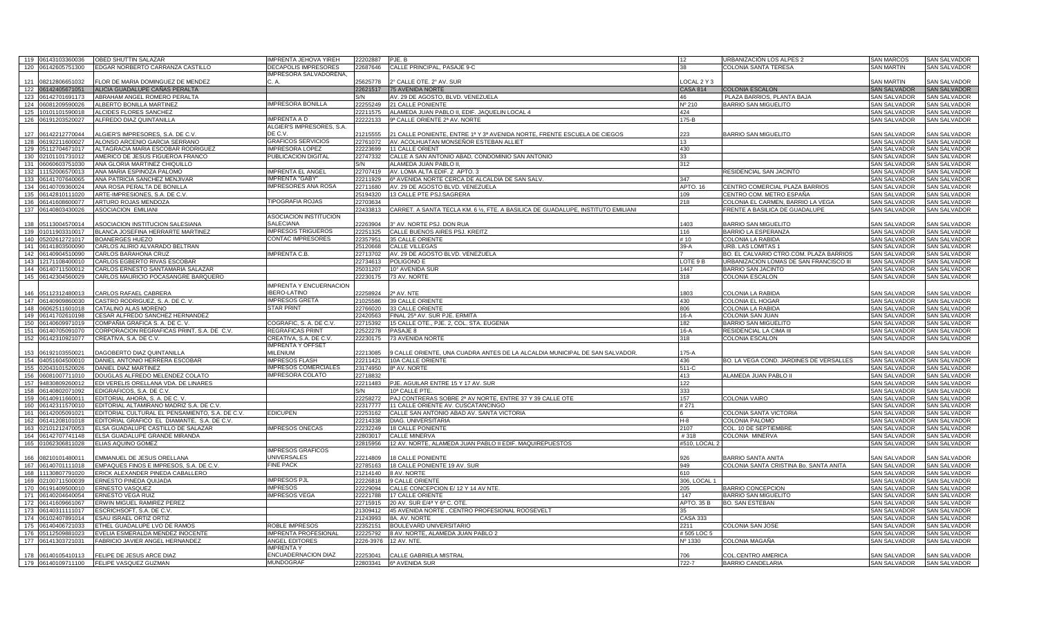| 119 | 06143103360036 | OBED SHUTTIN SALAZAR | IMPRENTA JEHOVA YIREH | 22202887 | PJE. B | 12 | URBANIZACIÓN LOS ALPES 2 | SAN MARCOS | SAN SALVADOR |
|---|---|---|---|---|---|---|---|---|---|
| 120 | 06142605751300 | EDGAR NORBERTO CARRANZA CASTILLO | DECAPOLIS IMPRESORES | 22687646 | CALLE PRINCIPAL, PASAJE 9-C | 38 | COLONIA SANTA TERESA | SAN MARTIN | SAN SALVADOR |
| 121 | 08212806651032 | FLOR DE MARIA DOMINGUEZ DE MENDEZ | IMPRESORA SALVADOREÑA, C. A. | 25625778 | 2° CALLE OTE. 2° AV. SUR | LOCAL 2 Y 3 | | SAN MARTIN | SAN SALVADOR |
| 122 | 06142405671051 | ALICIA GUADALUPE CAÑAS PERALTA | | 22621517 | 75 AVENIDA NORTE | CASA 814 | COLONIA ESCALON | SAN SALVADOR | SAN SALVADOR |
| 123 | 06142701691173 | ABRAHAM ANGEL ROMERO PERALTA | | S/N | AV. 29 DE AGOSTO, BLVD. VENEZUELA | 46 | PLAZA BARRIOS, PLANTA BAJA | SAN SALVADOR | SAN SALVADOR |
| 124 | 06081209590026 | ALBERTO BONILLA MARTINEZ | IMPRESORA BONILLA | 22255249 | 21 CALLE PONIENTE | Nº 210 | BARRIO SAN MIGUELITO | SAN SALVADOR | SAN SALVADOR |
| 125 | 10101101590018 | ALCIDES FLORES SANCHEZ | | 22211575 | ALAMEDA JUAN PABLO II, EDIF. JAQUELIN LOCAL 4 | 424 | | SAN SALVADOR | SAN SALVADOR |
| 126 | 06191203520027 | ALFREDO DIAZ QUINTANILLA | IMPRENTA A D | 22222133 | 9ª CALLE ORIENTE 2ª AV. NORTE | 175-B | | SAN SALVADOR | SAN SALVADOR |
| 127 | 06142212770044 | ALGIER'S IMPRESORES, S.A. DE C.V. | ALGIER'S IMPRESORES, S.A. DE C.V. | 21215555 | 21 CALLE PONIENTE, ENTRE 1ª Y 3ª AVENIDA NORTE, FRENTE ESCUELA DE CIEGOS | 223 | BARRIO SAN MIGUELITO | SAN SALVADOR | SAN SALVADOR |
| 128 | 06192211600027 | ALONSO ARCENIO GARCIA SERRANO | GRAFICOS SERVICIOS | 22761072 | AV. ACOLHUATAN MONSEÑOR ESTEBAN ALLIET | 13 | | SAN SALVADOR | SAN SALVADOR |
| 129 | 05112704671017 | ALTAGRACIA MARIA ESCOBAR RODRIGUEZ | IMPRESORA LOPEZ | 22223699 | 11 CALLE ORIENT | 430 | | SAN SALVADOR | SAN SALVADOR |
| 130 | 02101101731012 | AMERICO DE JESUS FIGUEROA FRANCO | PUBLICACION DIGITAL | 22747332 | CALLE A SAN ANTONIO ABAD, CONDOMINIO SAN ANTONIO | 33 | | SAN SALVADOR | SAN SALVADOR |
| 131 | 06060603751030 | ANA GLORIA MARTINEZ CHIQUILLO | | S/N | ALAMEDA JUAN PABLO II, | 312 | | SAN SALVADOR | SAN SALVADOR |
| 132 | 11152006570013 | ANA MARIA ESPINOZA PALOMO | IMPRENTA EL ANGEL | 22707419 | AV. LOMA ALTA EDIF. Z APTO. 3 | | RESIDENCIAL SAN JACINTO | SAN SALVADOR | SAN SALVADOR |
| 133 | 06141707640065 | ANA PATRICIA SANCHEZ MENJIVAR | IMPRENTA "GABY" | 22211929 | 6ª AVENIDA NORTE CERCA DE ALCALDIA DE SAN SALV. | 347 | | SAN SALVADOR | SAN SALVADOR |
| 134 | 06140709360024 | ANA ROSA PERALTA DE BONILLA | IMPRESORES ANA ROSA | 22711680 | AV. 29 DE AGOSTO BLVD. VENEZUELA | APTO. 16 | CENTRO COMERCIAL PLAZA BARRIOS | SAN SALVADOR | SAN SALVADOR |
| 135 | 06142810111020 | ARTE-IMPRESIONES, S.A. DE C.V. | | 25194320 | 13 CALLE PTE PSJ.SAGRERA | 109 | CENTRO COM. METRO ESPAÑA | SAN SALVADOR | SAN SALVADOR |
| 136 | 06141608600077 | ARTURO ROJAS MENDOZA | TIPOGRAFIA ROJAS | 22703634 | | 218 | COLONIA EL CARMEN, BARRIO LA VEGA | SAN SALVADOR | SAN SALVADOR |
| 137 | 06140803430026 | ASOCIACION EMILIANI | | 22433813 | CARRET. A SANTA TECLA KM. 6 ½, FTE. A BASILICA DE GUADALUPE, INSTITUTO EMILIANI | | FRENTE A BASILICA DE GUADALUPE | SAN SALVADOR | SAN SALVADOR |
| 138 | 05113004570014 | ASOCIACION INSTITUCION SALESIANA | ASOCIACION INSTITUCION SALECIANA | 22263904 | 3° AV. NORTE PSJ. DON RUA | 1403 | BARRIO SAN MIGUELITO | SAN SALVADOR | SAN SALVADOR |
| 139 | 01011903310017 | BLANCA JOSEFINA HERRARTE MARTINEZ | IMPRESOS TRIGUEROS | 22251325 | CALLE BUENOS AIRES PSJ. KREITZ | 116 | BARRIO LA ESPERANZA | SAN SALVADOR | SAN SALVADOR |
| 140 | 05202612721017 | BOANERGES HUEZO | CONTAC IMPRESORES | 22357951 | 35 CALLE ORIENTE | # 10 | COLONIA LA RABIDA | SAN SALVADOR | SAN SALVADOR |
| 141 | 06141803500090 | CARLOS ALIRIO ALVARADO BELTRAN | | 25120668 | CALLE VILLEGAS | 39-A | URB. LAS LOMITAS 1 | SAN SALVADOR | SAN SALVADOR |
| 142 | 06140904510090 | CARLOS BARAHONA CRUZ | IMPRENTA C.B. | 22713702 | AV. 29 DE AGOSTO BLVD. VENEZUELA | 7 | BO. EL CALVARIO CTRO.COM. PLAZA BARRIOS | SAN SALVADOR | SAN SALVADOR |
| 143 | 12171108400010 | CARLOS EGBERTO RIVAS ESCOBAR | | 22734613 | POLIGONO E | LOTE 9 B | URBANIZACION LOMAS DE SAN FRANCISCO III | SAN SALVADOR | SAN SALVADOR |
| 144 | 06140711500012 | CARLOS ERNESTO SANTAMARIA SALAZAR | | 25031207 | 10ª AVENIDA SUR | 1447 | BARRIO SAN JACINTO | SAN SALVADOR | SAN SALVADOR |
| 145 | 06142304560029 | CARLOS MAURICIO POCASANGRE BARQUERO | | 22230175 | 73 AV. NORTE | 318 | COLONIA ESCALON | SAN SALVADOR | SAN SALVADOR |
| 146 | 05112312480013 | CARLOS RAFAEL CABRERA | IMPRENTA Y ENCUERNACION IBERO-LATINO | 22258924 | 2ª AV. NTE | 1803 | COLONIA LA RABIDA | SAN SALVADOR | SAN SALVADOR |
| 147 | 06140909860030 | CASTRO RODRIGUEZ, S. A. DE C. V. | IMPRESOS GRETA | 21025586 | 39 CALLE ORIENTE | 430 | COLONIA EL HOGAR | SAN SALVADOR | SAN SALVADOR |
| 148 | 06062511601018 | CATALINO ALAS MORENO | STAR PRINT | 22766020 | 33 CALLE ORIENTE | 806 | COLONIA LA RABIDA | SAN SALVADOR | SAN SALVADOR |
| 149 | 06141702610198 | CESAR ALFREDO SANCHEZ HERNANDEZ | | 22420563 | FINAL 25ª AV. SUR PJE. ERMITA | 16-A | COLONIA SAN JUAN | SAN SALVADOR | SAN SALVADOR |
| 150 | 06140609971019 | COMPAÑIA GRAFICA S. A. DE C. V. | COGRAFIC, S. A. DE C.V. | 22715392 | 15 CALLE OTE., PJE. 2, COL. STA. EUGENIA | 182 | BARRIO SAN MIGUELITO | SAN SALVADOR | SAN SALVADOR |
| 151 | 06140705091070 | CORPORACION REGRAFICAS PRINT, S.A. DE C.V. | REGRAFICAS PRINT | 22522278 | PASAJE 8 | 16-A | RESIDENCIAL LA CIMA III | SAN SALVADOR | SAN SALVADOR |
| 152 | 06142310921077 | CREATIVA, S.A. DE C.V. | CREATIVA, S.A. DE C.V. | 22230175 | 73 AVENIDA NORTE | 318 | COLONIA ESCALON | SAN SALVADOR | SAN SALVADOR |
| 153 | 06192103550021 | DAGOBERTO DIAZ QUINTANILLA | IMPRENTA Y OFFSET MILENIUM | 22213085 | 9 CALLE ORIENTE, UNA CUADRA ANTES DE LA ALCALDIA MUNICIPAL DE SAN SALVADOR. | 175-A | | SAN SALVADOR | SAN SALVADOR |
| 154 | 04051604500010 | DANIEL ANTONIO HERRERA ESCOBAR | IMPRESOS FLASH | 22211421 | 10A CALLE ORIENTE | 436 | BO. LA VEGA COND. JARDINES DE VERSALLES | SAN SALVADOR | SAN SALVADOR |
| 155 | 02043101520026 | DANIEL DIAZ MARTINEZ | IMPRESOS COMERCIALES | 23174950 | 8ª AV. NORTE | 511-C | | SAN SALVADOR | SAN SALVADOR |
| 156 | 06081007711010 | DOUGLAS ALFREDO MELENDEZ COLATO | IMPRESORA COLATO | 22718832 | | 413 | ALAMEDA JUAN PABLO II | SAN SALVADOR | SAN SALVADOR |
| 157 | 94830809260012 | EDI VERELIS ORELLANA VDA. DE LINARES | | 22211483 | PJE. AGUILAR ENTRE 15 Y 17 AV. SUR | 122 | | SAN SALVADOR | SAN SALVADOR |
| 158 | 06140802071092 | EDIGRAFICOS, S.A. DE C.V. | | S/N | 10ª CALLE PTE. | 333 | | SAN SALVADOR | SAN SALVADOR |
| 159 | 06140911660011 | EDITORIAL AHORA, S. A. DE C. V. | | 22258272 | PAJ CONTRERAS SOBRE 2ª AV NORTE, ENTRE 37 Y 39 CALLE OTE | 157 | COLONIA VAIRO | SAN SALVADOR | SAN SALVADOR |
| 160 | 06142311570010 | EDITORIAL ALTAMIRANO MADRIZ S.A. DE C.V. | | 22317777 | 11 CALLE ORIENTE AV. CUSCATANCINGO | # 271 | | SAN SALVADOR | SAN SALVADOR |
| 161 | 06142005091021 | EDITORIAL CULTURAL EL PENSAMIENTO, S.A. DE C.V. | EDICUPEN | 22253162 | CALLE SAN ANTONIO ABAD AV. SANTA VICTORIA | 6 | COLONIA SANTA VICTORIA | SAN SALVADOR | SAN SALVADOR |
| 162 | 06141208101018 | EDITORIAL GRAFICO EL DIAMANTE, S.A. DE C.V. | | 22214338 | DIAG. UNIVERSITARIA | H-8 | COLONIA PALOMO | SAN SALVADOR | SAN SALVADOR |
| 163 | 02101212470053 | ELSA GUADALUPE CASTILLO DE SALAZAR | IMPRESOS ONECAS | 22232249 | 16 CALLE PONIENTE | 2107 | COL. 10 DE SEPTIEMBRE | SAN SALVADOR | SAN SALVADOR |
| 164 | 06142707741148 | ELSA GUADALUPE GRANDE MIRANDA | | 22803017 | CALLE MINERVA | # 318 | COLONIA MINERVA | SAN SALVADOR | SAN SALVADOR |
| 165 | 01062306811028 | ELIAS AQUINO GOMEZ | | 22815956 | 12 AV. NORTE, ALAMEDA JUAN PABLO II EDIF. MAQUIREPUESTOS | #510, LOCAL 2 | | SAN SALVADOR | SAN SALVADOR |
| 166 | 08210101480011 | EMMANUEL DE JESUS ORELLANA | IMPRESOS GRAFICOS UNIVERSALES | 22214809 | 18 CALLE PONIENTE | 926 | BARRIO SANTA ANITA | SAN SALVADOR | SAN SALVADOR |
| 167 | 06140701111018 | EMPAQUES FINOS E IMPRESOS, S.A. DE C.V. | FINE PACK | 22785163 | 18 CALLE PONIENTE 19 AV. SUR | 949 | COLONIA SANTA CRISTINA Bo. SANTA ANITA | SAN SALVADOR | SAN SALVADOR |
| 168 | 11130807791020 | ERICK ALEXANDER PINEDA CABALLERO | | 21214140 | 8 AV. NORTE | 610 | | SAN SALVADOR | SAN SALVADOR |
| 169 | 02100711500039 | ERNESTO PINEDA QUIJADA | IMPRESOS PJL | 22226818 | 9 CALLE ORIENTE | 306, LOCAL 1 | | SAN SALVADOR | SAN SALVADOR |
| 170 | 06191409500010 | ERNESTO VASQUEZ | IMPRESOS | 22229094 | CALLE CONCEPCION E/ 12 Y 14 AV NTE. | 205 | BARRIO CONCEPCION | SAN SALVADOR | SAN SALVADOR |
| 171 | 06140204640054 | ERNESTO VEGA RUIZ | IMPRESOS VEGA | 22221788 | 17 CALLE ORIENTE | 147 | BARRIO SAN MIGUELITO | SAN SALVADOR | SAN SALVADOR |
| 172 | 06141609661067 | ERWIN MIGUEL RAMIREZ PEREZ | | 22715915 | 20 AV. SUR E/4ª Y 6ª C. OTE. | APTO. 35 B | BO. SAN ESTEBAN | SAN SALVADOR | SAN SALVADOR |
| 173 | 06140311111017 | ESCRICHSOFT, S.A. DE C.V. | | 21309412 | 45 AVENIDA NORTE , CENTRO PROFESIONAL ROOSEVELT | 35 | | SAN SALVADOR | SAN SALVADOR |
| 174 | 06102407891014 | ESAU ISRAEL ORTIZ ORTIZ | | 21243993 | 8A. AV. NORTE | CASA 333 | | SAN SALVADOR | SAN SALVADOR |
| 175 | 06140406721033 | ETHEL GUADALUPE LVO DE RAMOS | ROBLE IMPRESOS | 22352151 | BOULEVARD UNIVERSITARIO | 2211 | COLONIA SAN JOSE | SAN SALVADOR | SAN SALVADOR |
| 176 | 05112509881023 | EVELIA ESMERALDA MENDEZ INOCENTE | IMPRENTA PROFESIONAL | 22225792 | 8 AV. NORTE, ALAMEDA JUAN PABLO 2 | # 505 LOC 5 | | SAN SALVADOR | SAN SALVADOR |
| 177 | 06141303721031 | FABRICIO JAVIER ANGEL HERNANDEZ | ANGEL EDITORES | 2226-3976 | 12 AV. NTE. | Nº 1330 | COLONIA MAGAÑA | SAN SALVADOR | SAN SALVADOR |
| 178 | 06140105410113 | FELIPE DE JESUS ARCE DIAZ | IMPRENTA Y ENCUADERNACION DIAZ | 22253041 | CALLE GABRIELA MISTRAL | 706 | COL.CENTRO AMERICA | SAN SALVADOR | SAN SALVADOR |
| 179 | 06140109711100 | FELIPE VASQUEZ GUZMAN | MUNDOGRAF | 22803341 | 6ª AVENIDA SUR | 722-7 | BARRIO CANDELARIA | SAN SALVADOR | SAN SALVADOR |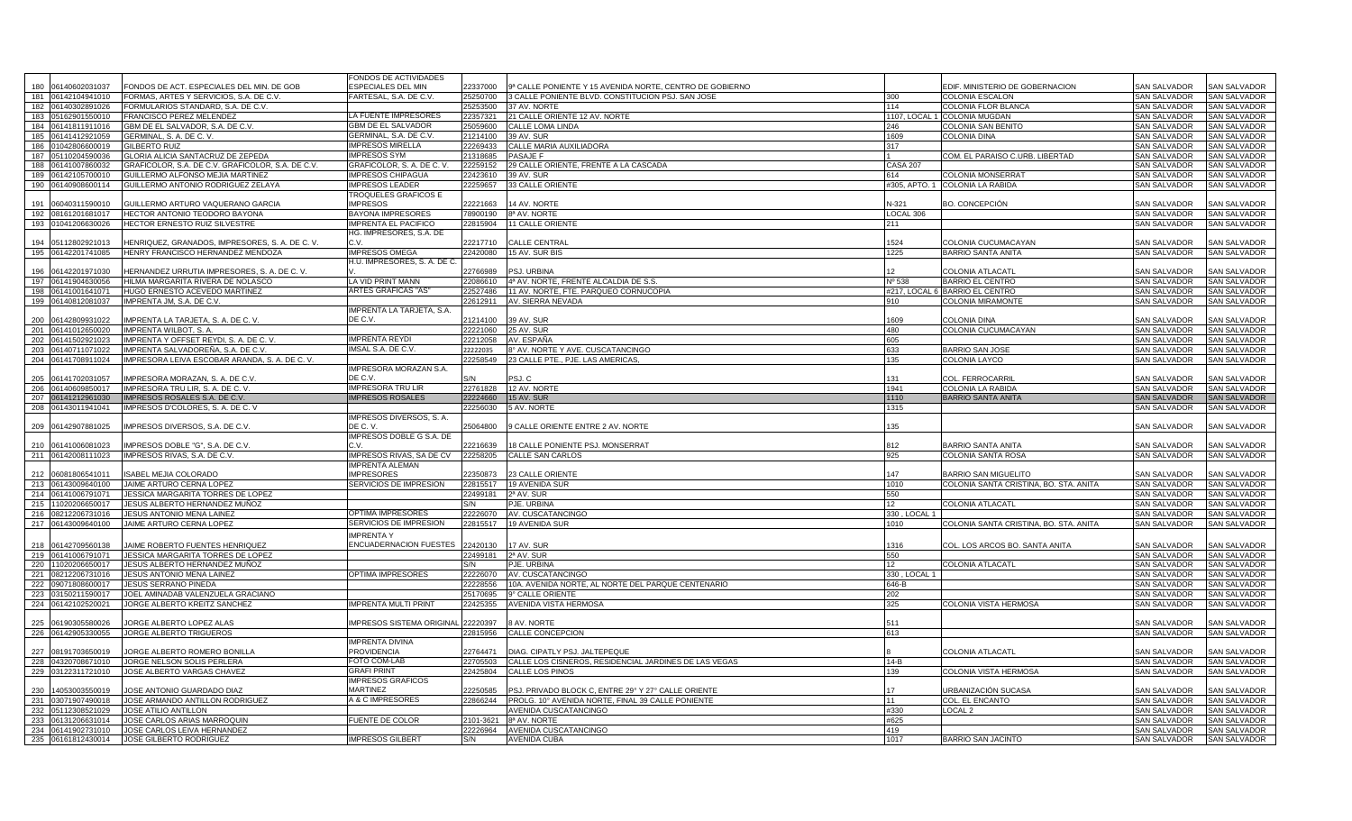| | | | | | | | | | | |
|---|---|---|---|---|---|---|---|---|---|---|
| 180 | 06140602031037 | FONDOS DE ACT. ESPECIALES DEL MIN. DE GOB | FONDOS DE ACTIVIDADES ESPECIALES DEL MIN | 22337000 | 9ª CALLE PONIENTE Y 15 AVENIDA NORTE, CENTRO DE GOBIERNO | | EDIF. MINISTERIO DE GOBERNACION | SAN SALVADOR | SAN SALVADOR |
| 181 | 06142104941010 | FORMAS, ARTES Y SERVICIOS, S.A. DE C.V. | FARTESAL, S.A. DE C.V. | 25250700 | 3 CALLE PONIENTE BLVD. CONSTITUCION PSJ. SAN JOSE | 300 | COLONIA ESCALON | SAN SALVADOR | SAN SALVADOR |
| 182 | 06140302891026 | FORMULARIOS STANDARD, S.A. DE C.V. | | 25253500 | 37 AV. NORTE | 114 | COLONIA FLOR BLANCA | SAN SALVADOR | SAN SALVADOR |
| 183 | 05162901550010 | FRANCISCO PEREZ MELENDEZ | LA FUENTE IMPRESORES | 22357321 | 21 CALLE ORIENTE 12 AV. NORTE | 1107, LOCAL 1 | COLONIA MUGDAN | SAN SALVADOR | SAN SALVADOR |
| 184 | 06141811911016 | GBM DE EL SALVADOR, S.A. DE C.V. | GBM DE EL SALVADOR | 25059600 | CALLE LOMA LINDA | 246 | COLONIA SAN BENITO | SAN SALVADOR | SAN SALVADOR |
| 185 | 06141412921059 | GERMINAL, S. A. DE C. V. | GERMINAL, S.A. DE C.V. | 21214100 | 39 AV. SUR | 1609 | COLONIA DINA | SAN SALVADOR | SAN SALVADOR |
| 186 | 01042806600019 | GILBERTO RUIZ | IMPRESOS MIRELLA | 22269433 | CALLE MARIA AUXILIADORA | 317 | | SAN SALVADOR | SAN SALVADOR |
| 187 | 05110204590036 | GLORIA ALICIA SANTACRUZ DE ZEPEDA | IMPRESOS SYM | 21318685 | PASAJE F | 1 | COM. EL PARAISO C.URB. LIBERTAD | SAN SALVADOR | SAN SALVADOR |
| 188 | 06141007860032 | GRAFICOLOR, S.A. DE C.V. GRAFICOLOR, S.A. DE C.V. | GRAFICOLOR, S. A. DE C. V. | 22259152 | 29 CALLE ORIENTE, FRENTE A LA CASCADA | CASA 207 | | SAN SALVADOR | SAN SALVADOR |
| 189 | 06142105700010 | GUILLERMO ALFONSO MEJIA MARTINEZ | IMPRESOS CHIPAGUA | 22423610 | 39 AV. SUR | 614 | COLONIA MONSERRAT | SAN SALVADOR | SAN SALVADOR |
| 190 | 06140908600114 | GUILLERMO ANTONIO RODRIGUEZ ZELAYA | IMPRESOS LEADER | 22259657 | 33 CALLE ORIENTE | #305, APTO. 1 | COLONIA LA RABIDA | SAN SALVADOR | SAN SALVADOR |
| 191 | 06040311590010 | GUILLERMO ARTURO VAQUERANO GARCIA | TROQUELES GRAFICOS E IMPRESOS | 22221663 | 14 AV. NORTE | N-321 | BO. CONCEPCIÓN | SAN SALVADOR | SAN SALVADOR |
| 192 | 08161201681017 | HECTOR ANTONIO TEODORO BAYONA | BAYONA IMPRESORES | 78900190 | 8ª AV. NORTE | LOCAL 306 | | SAN SALVADOR | SAN SALVADOR |
| 193 | 01041206630026 | HECTOR ERNESTO RUIZ SILVESTRE | IMPRENTA EL PACIFICO | 22815904 | 11 CALLE ORIENTE | 211 | | SAN SALVADOR | SAN SALVADOR |
| 194 | 05112802921013 | HENRIQUEZ, GRANADOS, IMPRESORES, S. A. DE C. V. | HG. IMPRESORES, S.A. DE C.V. | 22217710 | CALLE CENTRAL | 1524 | COLONIA CUCUMACAYAN | SAN SALVADOR | SAN SALVADOR |
| 195 | 06142201741085 | HENRY FRANCISCO HERNANDEZ MENDOZA | IMPRESOS OMEGA | 22420080 | 15 AV. SUR BIS | 1225 | BARRIO SANTA ANITA | SAN SALVADOR | SAN SALVADOR |
| 196 | 06142201971030 | HERNANDEZ URRUTIA IMPRESORES, S. A. DE C. V. | H.U. IMPRESORES, S. A. DE C. V. | 22766989 | PSJ. URBINA | 12 | COLONIA ATLACATL | SAN SALVADOR | SAN SALVADOR |
| 197 | 06141904630056 | HILMA MARGARITA RIVERA DE NOLASCO | LA VID PRINT MANN | 22086610 | 4ª AV. NORTE, FRENTE ALCALDIA DE S.S. | Nº 538 | BARRIO EL CENTRO | SAN SALVADOR | SAN SALVADOR |
| 198 | 06141001641071 | HUGO ERNESTO ACEVEDO MARTINEZ | ARTES GRAFICAS "AS" | 22527486 | 11 AV. NORTE, FTE. PARQUEO CORNUCOPIA | #217, LOCAL 6 | BARRIO EL CENTRO | SAN SALVADOR | SAN SALVADOR |
| 199 | 06140812081037 | IMPRENTA JM, S.A. DE C.V. | | 22612911 | AV. SIERRA NEVADA | 910 | COLONIA MIRAMONTE | SAN SALVADOR | SAN SALVADOR |
| 200 | 06142809931022 | IMPRENTA LA TARJETA, S. A. DE C. V. | IMPRENTA LA TARJETA, S.A. DE C.V. | 21214100 | 39 AV. SUR | 1609 | COLONIA DINA | SAN SALVADOR | SAN SALVADOR |
| 201 | 06141012650020 | IMPRENTA WILBOT, S. A. | | 22221060 | 25 AV. SUR | 480 | COLONIA CUCUMACAYAN | SAN SALVADOR | SAN SALVADOR |
| 202 | 06141502921023 | IMPRENTA Y OFFSET REYDI, S. A. DE C. V. | IMPRENTA REYDI | 22212058 | AV. ESPAÑA | 605 | | SAN SALVADOR | SAN SALVADOR |
| 203 | 06140711071022 | IMPRENTA SALVADOREÑA, S.A. DE C.V. | IMSAL S.A. DE C.V. | 22222035 | 8° AV. NORTE Y AVE. CUSCATANCINGO | 633 | BARRIO SAN JOSE | SAN SALVADOR | SAN SALVADOR |
| 204 | 06141708911024 | IMPRESORA LEIVA ESCOBAR ARANDA, S. A. DE C. V. | | 22258549 | 23 CALLE PTE., PJE. LAS AMERICAS, | 135 | COLONIA LAYCO | SAN SALVADOR | SAN SALVADOR |
| 205 | 06141702031057 | IMPRESORA MORAZAN, S. A. DE C.V. | IMPRESORA MORAZAN S.A. DE C.V. | S/N | PSJ. C | 131 | COL. FERROCARRIL | SAN SALVADOR | SAN SALVADOR |
| 206 | 06140609850017 | IMPRESORA TRU LIR, S. A. DE C. V. | IMPRESORA TRU LIR | 22761828 | 12 AV. NORTE | 1941 | COLONIA LA RABIDA | SAN SALVADOR | SAN SALVADOR |
| 207 | 06141212961030 | IMPRESOS ROSALES S.A. DE C.V. | IMPRESOS ROSALES | 22224660 | 15 AV. SUR | 1110 | BARRIO SANTA ANITA | SAN SALVADOR | SAN SALVADOR |
| 208 | 06143011941041 | IMPRESOS D'COLORES, S. A. DE C. V | | 22256030 | 5 AV. NORTE | 1315 | | SAN SALVADOR | SAN SALVADOR |
| 209 | 06142907881025 | IMPRESOS DIVERSOS, S.A. DE C.V. | IMPRESOS DIVERSOS, S. A. DE C. V. | 25064800 | 9 CALLE ORIENTE ENTRE 2 AV. NORTE | 135 | | SAN SALVADOR | SAN SALVADOR |
| 210 | 06141006081023 | IMPRESOS DOBLE "G", S.A. DE C.V. | IMPRESOS DOBLE G S.A. DE C.V. | 22216639 | 18 CALLE PONIENTE PSJ. MONSERRAT | 812 | BARRIO SANTA ANITA | SAN SALVADOR | SAN SALVADOR |
| 211 | 06142008111023 | IMPRESOS RIVAS, S.A. DE C.V. | IMPRESOS RIVAS, SA DE CV | 22258205 | CALLE SAN CARLOS | 925 | COLONIA SANTA ROSA | SAN SALVADOR | SAN SALVADOR |
| 212 | 06081806541011 | ISABEL MEJIA COLORADO | IMPRENTA ALEMAN IMPRESORES | 22350873 | 23 CALLE ORIENTE | 147 | BARRIO SAN MIGUELITO | SAN SALVADOR | SAN SALVADOR |
| 213 | 06143009640100 | JAIME ARTURO CERNA LOPEZ | SERVICIOS DE IMPRESION | 22815517 | 19 AVENIDA SUR | 1010 | COLONIA SANTA CRISTINA, BO. STA. ANITA | SAN SALVADOR | SAN SALVADOR |
| 214 | 06141006791071 | JESSICA MARGARITA TORRES DE LOPEZ | | 22499181 | 2ª AV. SUR | 550 | | SAN SALVADOR | SAN SALVADOR |
| 215 | 11020206650017 | JESUS ALBERTO HERNANDEZ MUÑOZ | | S/N | PJE. URBINA | 12 | COLONIA ATLACATL | SAN SALVADOR | SAN SALVADOR |
| 216 | 08212206731016 | JESUS ANTONIO MENA LAINEZ | OPTIMA IMPRESORES | 22226070 | AV. CUSCATANCINGO | 330 , LOCAL 1 | | SAN SALVADOR | SAN SALVADOR |
| 217 | 06143009640100 | JAIME ARTURO CERNA LOPEZ | SERVICIOS DE IMPRESION | 22815517 | 19 AVENIDA SUR | 1010 | COLONIA SANTA CRISTINA, BO. STA. ANITA | SAN SALVADOR | SAN SALVADOR |
| 218 | 06142709560138 | JAIME ROBERTO FUENTES HENRIQUEZ | IMPRENTA Y ENCUADERNACION FUESTES | 22420130 | 17 AV. SUR | 1316 | COL. LOS ARCOS BO. SANTA ANITA | SAN SALVADOR | SAN SALVADOR |
| 219 | 06141006791071 | JESSICA MARGARITA TORRES DE LOPEZ | | 22499181 | 2ª AV. SUR | 550 | | SAN SALVADOR | SAN SALVADOR |
| 220 | 11020206650017 | JESUS ALBERTO HERNANDEZ MUÑOZ | | S/N | PJE. URBINA | 12 | COLONIA ATLACATL | SAN SALVADOR | SAN SALVADOR |
| 221 | 08212206731016 | JESUS ANTONIO MENA LAINEZ | OPTIMA IMPRESORES | 22226070 | AV. CUSCATANCINGO | 330 , LOCAL 1 | | SAN SALVADOR | SAN SALVADOR |
| 222 | 09071808600017 | JESUS SERRANO PINEDA | | 22228556 | 10A. AVENIDA NORTE, AL NORTE DEL PARQUE CENTENARIO | 646-B | | SAN SALVADOR | SAN SALVADOR |
| 223 | 03150211590017 | JOEL AMINADAB VALENZUELA GRACIANO | | 25170695 | 9° CALLE ORIENTE | 202 | | SAN SALVADOR | SAN SALVADOR |
| 224 | 06142102520021 | JORGE ALBERTO KREITZ SANCHEZ | IMPRENTA MULTI PRINT | 22425355 | AVENIDA VISTA HERMOSA | 325 | COLONIA VISTA HERMOSA | SAN SALVADOR | SAN SALVADOR |
| 225 | 06190305580026 | JORGE ALBERTO LOPEZ ALAS | IMPRESOS SISTEMA ORIGINAL | 22220397 | 8 AV. NORTE | 511 | | SAN SALVADOR | SAN SALVADOR |
| 226 | 06142905330055 | JORGE ALBERTO TRIGUEROS | | 22815956 | CALLE CONCEPCION | 613 | | SAN SALVADOR | SAN SALVADOR |
| 227 | 08191703650019 | JORGE ALBERTO ROMERO BONILLA | IMPRENTA DIVINA PROVIDENCIA | 22764471 | DIAG. CIPATLY PSJ. JALTEPEQUE | 8 | COLONIA ATLACATL | SAN SALVADOR | SAN SALVADOR |
| 228 | 04320708671010 | JORGE NELSON SOLIS PERLERA | FOTO COM-LAB | 22705503 | CALLE LOS CISNEROS, RESIDENCIAL JARDINES DE LAS VEGAS | 14-B | | SAN SALVADOR | SAN SALVADOR |
| 229 | 03122311721010 | JOSE ALBERTO VARGAS CHAVEZ | GRAFI PRINT | 22425804 | CALLE LOS PINOS | 139 | COLONIA VISTA HERMOSA | SAN SALVADOR | SAN SALVADOR |
| 230 | 14053003550019 | JOSE ANTONIO GUARDADO DIAZ | IMPRESOS GRAFICOS MARTINEZ | 22250585 | PSJ. PRIVADO BLOCK C, ENTRE 29° Y 27° CALLE ORIENTE | 17 | URBANIZACIÓN SUCASA | SAN SALVADOR | SAN SALVADOR |
| 231 | 03071907490018 | JOSE ARMANDO ANTILLON RODRIGUEZ | A & C IMPRESORES | 22866244 | PROLG. 10° AVENIDA NORTE, FINAL 39 CALLE PONIENTE | 11 | COL. EL ENCANTO | SAN SALVADOR | SAN SALVADOR |
| 232 | 05112308521029 | JOSE ATILIO ANTILLON | | | AVENIDA CUSCATANCINGO | #330 | LOCAL 2 | SAN SALVADOR | SAN SALVADOR |
| 233 | 06131206631014 | JOSE CARLOS ARIAS MARROQUIN | FUENTE DE COLOR | 2101-3621 | 8ª AV. NORTE | #625 | | SAN SALVADOR | SAN SALVADOR |
| 234 | 06141902731010 | JOSE CARLOS LEIVA HERNANDEZ | | 22226964 | AVENIDA CUSCATANCINGO | 419 | | SAN SALVADOR | SAN SALVADOR |
| 235 | 06161812430014 | JOSE GILBERTO RODRIGUEZ | IMPRESOS GILBERT | S/N | AVENIDA CUBA | 1017 | BARRIO SAN JACINTO | SAN SALVADOR | SAN SALVADOR |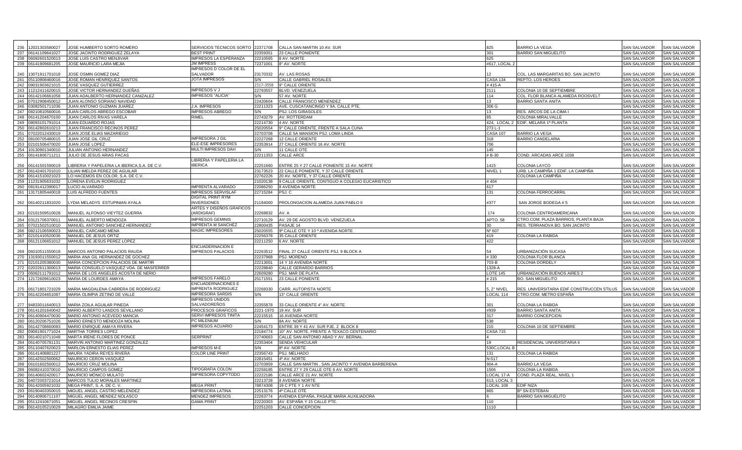| 236 | 12021303580027 | JOSE HUMBERTO SORTO ROMERO | SERVICIOS TECNICOS SORTO | 22371708 | CALLA SAN MARTIN 10 AV. SUR | 825 | BARRIO LA VEGA | SAN SALVADOR | SAN SALVADOR |
|---|---|---|---|---|---|---|---|---|---|
| 237 | 06141109641027 | JOSE JACINTO RODRIGUEZ ZELAYA | BEST PRINT | 22359351 | 23 CALLE PONIENTE | 301 | BARRIO SAN MIGUELITO | SAN SALVADOR | SAN SALVADOR |
| 238 | 06092601520013 | JOSE LUIS CASTRO MENJIVAR | IMPRESOS LA ESPERANZA | 22210565 | 8 AV. NORTE | 625 | | SAN SALVADOR | SAN SALVADOR |
| 239 | 06141909681205 | JOSE MAURICIO LARA MEJIA | JM IMPRESS | 72371001 | 8° AV. NORTE | #617, LOCAL 2 | | SAN SALVADOR | SAN SALVADOR |
| 240 | 13071911701018 | JOSE OSMIN GOMEZ DIAZ | IMPRESOS D´COLOR DE EL SALVADOR | 23170332 | AV. LAS ROSAS | 12 | COL. LAS MARGARITAS BO. SAN JACINTO | SAN SALVADOR | SAN SALVADOR |
| 241 | 05110908460016 | JOSE ROMAN HENRIQUEZ SANTOS | JOTA IMPRESOS | S/N | CALLE GABRIEL ROSALES | CASA 134 | REPTO. LOS HEROES | SAN SALVADOR | SAN SALVADOR |
| 242 | 09031903621015 | JOSE VASQUEZ GUTIERREZ | | 2317-3558 | 9° CALLE ORIENTE | # 415-A | | SAN SALVADOR | SAN SALVADOR |
| 243 | 11212411620015 | JOSE VICTOR HERNANDEZ DUEÑAS | IMPRESOS V J | 22793557 | BLVD. VENEZUELA | 2111 | COLONIA 10 DE SEPTIEMBRE | SAN SALVADOR | SAN SALVADOR |
| 244 | 06142106661058 | JUAN ADALBERTO HERNANDEZ CANIZALEZ | IMPRESOS "ALICIA" | S/N | 57 AV. NORTE | 114 | COL. FLOR BLANCA ALAMEDA ROOSVELT | SAN SALVADOR | SAN SALVADOR |
| 245 | 07012908450012 | JUAN ALONSO SORIANO NAVIDAD | | 22420604 | CALLE FRANCISCO MENENDEZ | 13 | BARRIO SANTA ANITA | SAN SALVADOR | SAN SALVADOR |
| 246 | 03082501711036 | JUAN ANTONIO GUZMAN JUAREZ | J.A. IMPRESOS | 22211323 | AVE. CUSCATANCINGO Y 9A. CALLE PTE. | 306 G | | SAN SALVADOR | SAN SALVADOR |
| 247 | 08210810560016 | JUAN CARLOS ABREGO ESCOBAR | IMPRESOS ABREGO | S/N | PSJ. LOS GIRASOLES | 13 | RES. ARCOS DE LA CIMA I | SAN SALVADOR | SAN SALVADOR |
| 248 | 06141204670100 | JUAN CARLOS RIVAS VARELA | RIMEL | 22743279 | AV. ROTTERDAM | 85 | COLONIA MIRALVALLE | SAN SALVADOR | SAN SALVADOR |
| 249 | 08093101791014 | JUAN EDUARDO ROJAS | | 22214730 | 4 AV. NORTE | 424, LOCAL 2 | EDIF. MELARA 1ª PLANTA | SAN SALVADOR | SAN SALVADOR |
| 250 | 06142802610213 | JUAN FRANCISCO RECINOS PEREZ | | 25020554 | 9° CALLE ORIENTE, FRENTE A SALA CUNA | 273 L-1 | | SAN SALVADOR | SAN SALVADOR |
| 251 | 07022012430019 | JUAN JOSE ELIAS MAZARIEGO | | 22703708 | CALLE 5A MANSION PSJ. LOMA LINDA | CASA 107 | BARRIO LA VEGA | SAN SALVADOR | SAN SALVADOR |
| 252 | 08100705480015 | JUAN JOSE GIL CRUZ | IMPRESORA J GIL | 22227268 | 12 CALLE ORIENTE | 318 | BARRIO CANDELARIA | SAN SALVADOR | SAN SALVADOR |
| 253 | 02101506470020 | JUAN JOSE LOPEZ | ELE-ESE IMPRESORES | 22353914 | 27 CALLE ORIENTE 16 AV. NORTE | 706 | | SAN SALVADOR | SAN SALVADOR |
| 254 | 10130901340010 | JULIAN ANTONIO HERNANDEZ | MULTI IMPRESOS DAH | S/N | 11 CALLE OTE | 145 | | SAN SALVADOR | SAN SALVADOR |
| 255 | 06141806711211 | JULIO DE JESUS ARIAS PACAS | | 22211353 | CALLE ARCE | # B-30 | COND. ARCADAS ARCE 1038 | SAN SALVADOR | SAN SALVADOR |
| 256 | 06141501590019 | LIBRERIA Y PAPELERIA LA IBERICA,S.A. DE C.V. | LIBRERIA Y PAPELERIA LA IBERICA | 22251660 | ENTRE 25 Y 27 CALLE PONIENTE 15 AV. NORTE | 1415 | COLONIA LAYCO | SAN SALVADOR | SAN SALVADOR |
| 257 | 06142401701010 | LILIAN IMELDA PEREZ DE AGUILAR | | 23173523 | 22 CALLE PONIENTE, Y 37 CALLE ORIENTE | NIVEL 1 | URB. LA CAMPIÑA 1 EDIF. LA CAMPIÑA | SAN SALVADOR | SAN SALVADOR |
| 258 | 06141510021023 | LO HACEMOS EN COLOR, S.A. DE C.V. | | 22762226 | 20 AV. NORTE, Y 37 CALLE ORIENTE | | COLONIA LA CAMPIÑA | SAN SALVADOR | SAN SALVADOR |
| 259 | 11231905631032 | LORENA EVELIN RODRIGUEZ | | 21020138 | 9 CALLE ORIENTE, CONTIGUO A COLEGIO EUCARISTICO | # 404 | | SAN SALVADOR | SAN SALVADOR |
| 260 | 08191412390017 | LUCIO ALVARADO | IMPRENTA ALVARADO | 22086250 | 8 AVENIDA NORTE | 617 | | SAN SALVADOR | SAN SALVADOR |
| 261 | 13171805440018 | LUIS ALFREDO FUENTES | IMPRESOS SERVISLAF | 22715284 | PSJ. C | 131 | COLONIA FERROCARRIL | SAN SALVADOR | SAN SALVADOR |
| 262 | 06140211831020 | LYDIA MELADYS ESTUPINIAN AYALA | DIGITAL PRINT RYM INVERSIONES | 21184000 | PROLONGACION ALAMEDA JUAN PABLO II | #377 | SAN JORGE BODEGA # 5 | SAN SALVADOR | SAN SALVADOR |
| 263 | 02101509510028 | MANUEL ALFONSO VIEYTEZ GUERRA | ARTES Y DISEÑOS GRAFICOS (ARDIGRAF) | 22268832 | AV. A | 174 | COLONIA CENTROAMERICANA | SAN SALVADOR | SAN SALVADOR |
| 264 | 03121706370011 | MANUEL ALBERTO MENDOZA | IMPRESOS GEMINIS | 22710129 | AV. 29 DE AGOSTO BLVD. VENEZUELA | APTO. 58 | CTRO.COM. PLAZA BARRIOS, PLANTA BAJA | SAN SALVADOR | SAN SALVADOR |
| 265 | 07021502510010 | MANUEL ANTONIO SANCHEZ HERNANDEZ | IMPRENTA M SANCHEZ | 22800435 | PASAJE 14 | 30 | RES. TERRANOVA BO. SAN JACINTO | SAN SALVADOR | SAN SALVADOR |
| 266 | 08212106590023 | MANUEL CARCAMO MENA | MAGIC IMPRESORES | 25020555 | 9ª CALLE OTE Y 10 ª AVENIDA NORTE | Nº 607 | | SAN SALVADOR | SAN SALVADOR |
| 267 | 02101410520036 | MANUEL DE JESUS ORTIZ | | 22256378 | 35 CALLE ORIENTE | 419 | COLONIA LA RABIDA | SAN SALVADOR | SAN SALVADOR |
| 268 | 06121106651012 | MANUEL DE JESUS PEREZ LOPEZ | | 22211250 | 6 AV. NORTE | 422 | | SAN SALVADOR | SAN SALVADOR |
| 269 | 06010511550018 | MARCOS ANTONIO PALACIOS RAUDA | ENCUADERNACION E IMPRESOS PALACIOS | 22263512 | FINAL 27 CALLE ORIENTE PSJ. 9 BLOCK A | 54 | URBANIZACIÓN SUCASA | SAN SALVADOR | SAN SALVADOR |
| 270 | 13193011550012 | MARIA ANA GIL HERNANDEZ DE GOCHEZ | | 22237968 | PSJ. MORENO | # 330 | COLONIA FLOR BLANCA | SAN SALVADOR | SAN SALVADOR |
| 271 | 02101205380030 | MARIA CONCEPCION PALACIOS DE MARTIR | | 22213001 | 14 Y 16 AVENIDA NORTE | 703-B | COLONIA DORDELY | SAN SALVADOR | SAN SALVADOR |
| 272 | 02022611300013 | MARIA CONSUELO VASQUEZ VDA. DE MASFERRER | | 22228840 | CALLE GERARDO BARRIOS | 1328-A | | SAN SALVADOR | SAN SALVADOR |
| 273 | 06062111791012 | MARIA DE LOS ANGELES ACOSTA DE NERIO | | 22609280 | PSJ. MAR DE PLATA | LOTE 145 | URBANIZACIÓN BUENOS AIRES 2 | SAN SALVADOR | SAN SALVADOR |
| 274 | 12172609610023 | MARIA DE LOURDES AMAYA | IMPRESOS FARELO | 25171551 | 23 CALLE PONIENTE | # 215 | BO. SAN MIGUELITO | SAN SALVADOR | SAN SALVADOR |
| 275 | 06171801721029 | MARIA MAGDALENA CABRERA DE RODRIGUEZ | ENCUADERNACIONES E IMPRENTA RODRIGUEZ | 22268330 | CARR. AUTOPISTA NORTE | 5, 2° NIVEL | RES. UNIVERSITARIA EDIF CONSTRUCCEN STILUS | SAN SALVADOR | SAN SALVADOR |
| 276 | 06142204651087 | MARIA OLIMPIA ZETINO DE VALLE | IMPRESORA SARDIS | S/N | 13° CALLE ORIENTE | LOCAL 114 | CTRO.COM. METRO ESPAÑA | SAN SALVADOR | SAN SALVADOR |
| 277 | 94833011640013 | MARIA ZOILA AGUILAR PINEDA | IMPRESOS UNIDOS SALVADOREÑOS | 22355878 | 33 CALLE ORIENTE 4° AV. NORTE | 301 | COLONIA LA RABIDA | SAN SALVADOR | SAN SALVADOR |
| 278 | 06141201640042 | MARIO ALBERTO LANDOS SEVILLANO | PROCESOS GRAFICOS | 2221-1970 | 19 AV. SUR | #939 | BARRIO SANTA ANITA | SAN SALVADOR | SAN SALVADOR |
| 279 | 06140904470030 | MARIO ANTONIO ACEVEDO MANCIA | SERVI IMPRESOS TINITA | 22215515 | 16 AVENIDA NORTE | 317 | BARRIO CONCEPCION | SAN SALVADOR | SAN SALVADOR |
| 280 | 06120206751026 | MARIO ERNESTO MENDOZA MOLINA | PC MILENIUM | S/N | 8A AV. NORTE | 538 | | SAN SALVADOR | SAN SALVADOR |
| 281 | 06142708660083 | MARIO ENRIQUE AMAYA RIVERA | IMPRESOS ACUARIO | 22454173 | ENTRE 39 Y 41 AV. SUR PJE. 2 BLOCK 8 | 215 | COLONIA 10 DE SEPTIEMBRE | SAN SALVADOR | SAN SALVADOR |
| 282 | 09061901771024 | MARTHA TORRES LOPEZ | | 22184774 | 10° AV. NORTE, FRENTE A TEXACO CENTENARIO | CASA 715 | | SAN SALVADOR | SAN SALVADOR |
| 283 | 06140210711048 | MARTA IRENE FLORES DE PONCE | SERPRINT | 22740663 | CALLE SAN ANTONIO ABAD Y AV. BERNAL | 4 | | SAN SALVADOR | SAN SALVADOR |
| 284 | 06140705781131 | MARVIN ANTONIO MARTINEZ GONZALEZ | | 22353404 | SENDA VEHICULAR | 19 | RESIDENCIAL UNIVERSITARIA II | SAN SALVADOR | SAN SALVADOR |
| 285 | 05110407620023 | MARLON ERNESTO ELIAS PEREZ | IMPRESOS M-E | S/N | 8ª AV. NORTE | 530C,LOCAL B | | SAN SALVADOR | SAN SALVADOR |
| 286 | 06141408801227 | MAURA YADIRA REYES RIVERA | COLOR LINE PRINT | 22356743 | PSJ. MELHADO | 131 | COLONIA LA RABIDA | SAN SALVADOR | SAN SALVADOR |
| 287 | 06142502500062 | MAURICIO CERON VASQUEZ | | 22815451 | 4ª AV. NORTE | N-517 | | SAN SALVADOR | SAN SALVADOR |
| 288 | 06101602500012 | MAURICIO CRUZ MOLINA | | 22703959 | CALLE SAN MARTIN , SAN JACINTO Y AVENIDA BARBERENA | 904-A | BARRIO LA VEGA | SAN SALVADOR | SAN SALVADOR |
| 289 | 06082410370010 | MAURICIO CAMPOS GOMEZ | TIPOGRAFIA COLON | 22258185 | ENTRE 27 Y 29 CALLE OTE 6 AV. NORTE | 1506 | COLONIA LA RABIDA | SAN SALVADOR | SAN SALVADOR |
| 290 | 06140602420017 | MAURICIO MÓNICO MULATO | IMPRESORA COPYTODO | 22222186 | CALLE ARCE 21 AV. NORTE | LOCAL 17-A | COND. PLAZA REAL, NIVEL 1 | SAN SALVADOR | SAN SALVADOR |
| 291 | 04072003721014 | MARCOS TULIO MORALES MARTINEZ | | 22213728 | 8 AVENIDA NORTE | 613, LOCAL 3 | | SAN SALVADOR | SAN SALVADOR |
| 292 | 06142005921032 | MEGA PRINT, S. A. DE C. V. | MEGA PRINT | 78874308 | 19 C PTE Y 1 AV NTE | LOCAL 108 | EDIF NIZA | SAN SALVADOR | SAN SALVADOR |
| 293 | 06190403350015 | MIGUEL ANGEL CASTRO MELENDEZ | IMPRESORA LATINA | 22513176 | 4ª CALLE OTE | 865 | Bº SN ESTEBAN | SAN SALVADOR | SAN SALVADOR |
| 294 | 06140906711107 | MIGUEL ANGEL MENDEZ NOLASCO | MENDEZ IMPRESOS | 22263774 | AVENIDA ESPAÑA, PASAJE MARIA AUXILIADORA | 6 | BARRIO SAN MIGUELITO | SAN SALVADOR | SAN SALVADOR |
| 295 | 05112410671051 | MIGUEL ANGEL RECINOS CRESPIN | GAMA PRINT | 22220303 | AV. ESPAÑA Y 15 CALLE PTE. | 110 | | SAN SALVADOR | SAN SALVADOR |
| 296 | 06143105210029 | MILAGRO EMILIA JAIME | | 22251203 | CALLE CONCEPCION | 1110 | | SAN SALVADOR | SAN SALVADOR |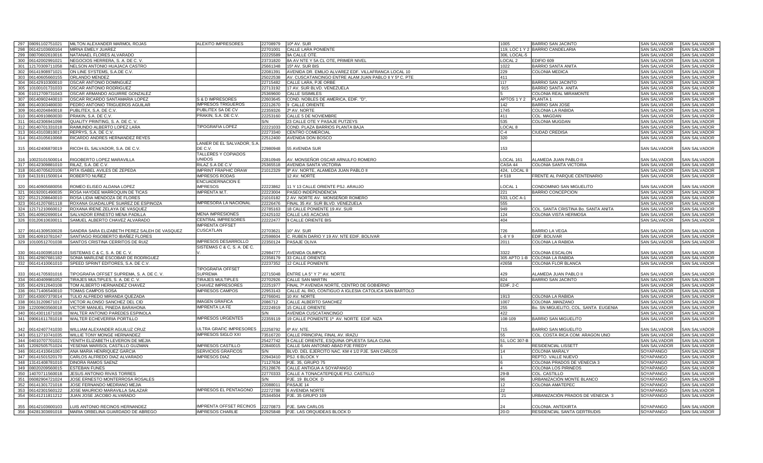| 297 | 08091102751021 | MILTON ALEXANDER MARMOL ROJAS | ALEXITO IMPRESORES | 22708979 | 10ª AV. SUR | 1005 | BARRIO SAN JACINTO | SAN SALVADOR | SAN SALVADOR |
|---|---|---|---|---|---|---|---|---|---|
| 298 | 06142103600164 | MIRNA EMELY JUAREZ | | 22701001 | CALLE LARA PONIENTE | 119, LOC 1 Y 2 | BARRIO CANDELARIA | SAN SALVADOR | SAN SALVADOR |
| 299 | 08070602610016 | NATANAEL FLORES ALVARADO | | 22225589 | 9A CALLE OTE. | 306, LOCAL-5 | | SAN SALVADOR | SAN SALVADOR |
| 300 | 06142002991021 | NEGOCIOS HERRERA, S. A. DE C. V. | | 23731820 | 8A AV NTE Y 5A CL OTE, PRIMER NIVEL | LOCAL 2 | EDIFIO 609 | SAN SALVADOR | SAN SALVADOR |
| 301 | 12170309711058 | NELSON ANTONIO HUAJACA CASTRO | | 25661348 | 15ª AV. SUR BIS | 1022 | BARRIO SANTA ANITA | SAN SALVADOR | SAN SALVADOR |
| 302 | 06141908971021 | ON LINE SYSTEMS, S.A.DE C.V. | | 22081391 | AVENIDA DR. EMILIO ALVAREZ EDF. VILLAFRANCA LOCAL 10 | 229 | COLONIA MEDICA | SAN SALVADOR | SAN SALVADOR |
| 303 | 06140605660155 | ORLANDO MENDEZ | | 25022538 | AV. CUSCATANCINGO ENTRE ALAM JUAN PABLO II Y 5ª C. PTE | 411 | | SAN SALVADOR | SAN SALVADOR |
| 304 | 06142910300010 | OSCAR ANTONIO DOMINGUEZ | | 22715482 | CALLE LARA, PJE ORBE | 117 | BARRIO SAN JACINTO | SAN SALVADOR | SAN SALVADOR |
| 305 | 10100101731033 | OSCAR ANTONIO RODRIGUEZ | | 22713192 | 17 AV. SUR BLVD. VENEZUELA | 915 | BARRIO SANTA ANITA | SAN SALVADOR | SAN SALVADOR |
| 306 | 01012709731043 | OSCAR ARMANDO AGUIRRE GONZALEZ | | 25369600 | CALLE SISIMILES | 5 | COLONIA REAL MIRAMONTE | SAN SALVADOR | SAN SALVADOR |
| 307 | 06140902440010 | OSCAR RICARDO SANTAMARIA LOPEZ | S & D IMPRESORES | 22603645 | COND. NOBLES DE AMERICA, EDIF. "D", | APTOS 1 Y 2 | PLANTA 1 | SAN SALVADOR | SAN SALVADOR |
| 308 | 06140303480030 | PEDRO ANTONIO TRIGUEROS AGUILAR | IMPRESOS TRIGUEROS | 22212670 | 9 CALLE ORIENTE | 142 | BARRIO SAN JOSE | SAN SALVADOR | SAN SALVADOR |
| 309 | 06140204840018 | PUBLITEX, S.A. DE C.V. | PUBLITEX SA DE CV | 22359326 | 2ª AV. NORTE | 1745 | COLONIA LA RABIDA | SAN SALVADOR | SAN SALVADOR |
| 310 | 06140910860030 | PRAKIN, S.A. DE C.V. | PRAKIN, S.A. DE C.V. | 22253160 | CALLE 5 DE NOVIEMBRE | 411 | COL. MAGDAN | SAN SALVADOR | SAN SALVADOR |
| 311 | 06142306941096 | QUALITY PRINTING, S. A. DE C. V. | | S/N | 23 CALLE OTE Y PASAJE PUTZEYS | 535 | COLONIA MUGDAN | SAN SALVADOR | SAN SALVADOR |
| 312 | 06140701331018 | RAIMUNDO ALBERTO LOPEZ LARA | TIPOGRAFIA LOPEZ | 22221033 | COND. PLAZA BARRIOS PLANTA BAJA | LOCAL 8 | | SAN SALVADOR | SAN SALVADOR |
| 313 | 06143103810017 | REPRYS, S.A. DE C.V. | | 22273340 | CENTRO COMERCIAL | C-4 | CIUDAD CREDISA | SAN SALVADOR | SAN SALVADOR |
| 314 | 06143105610068 | RICARDO ANDRES HERNANDEZ REYES | | 22512400 | AVENIDA DON BOSCO | 320 | | SAN SALVADOR | SAN SALVADOR |
| 315 | 06142406870019 | RICOH EL SALVADOR, S.A. DE C.V. | LANIER DE EL SALVADOR, S.A. DE C.V. | 22980948 | 55 AVENIDA SUR | 153 | | SAN SALVADOR | SAN SALVADOR |
| 316 | 10023101500014 | RIGOBERTO LOPEZ MARAVILLA | TALLERES Y COPIADOS UNIDOS | 22810949 | AV. MONSEÑOR OSCAR ARNULFO ROMERO | LOCAL 161 | ALAMEDA JUAN PABLO II | SAN SALVADOR | SAN SALVADOR |
| 317 | 06142309881010 | RILAZ, S.A. DE C.V. | RILAZ S.A DE C.V | 25365518 | AVENIDA SANTA VICTORIA | CASA 44 | COLONIA SANTA VICTORIA | SAN SALVADOR | SAN SALVADOR |
| 318 | 06140705620108 | RITA ISABEL AVILES DE ZEPEDA | IMPRINT FRAPHIC DRAW | 21012329 | 8ª AV. NORTE, ALAMEDA JUAN PABLO II | 424, LOCAL 8 | | SAN SALVADOR | SAN SALVADOR |
| 319 | 04131911500014 | ROBERTO NUÑEZ | IMPRESOS RODAS | | 12 AV. NORTE | # 518 | FRENTE AL PARQUE CENTENARIO | SAN SALVADOR | SAN SALVADOR |
| 320 | 06140905680056 | ROMEO ELISEO ALDANA LOPEZ | ENCUADERNACION E IMPRESOS | 22223862 | 11 Y 13 CALLE ORIENTE PSJ. ARAUJO | LOCAL 1 | CONDOMINIO SAN MIGUELITO | SAN SALVADOR | SAN SALVADOR |
| 321 | 06192001490035 | ROSA HAYDEE MARROQUIN DE TICAS | IMPRENTA M.T. | 22223004 | PASEO INDEPENDENCIA | 221 | BARRIO CONCEPCION | SAN SALVADOR | SAN SALVADOR |
| 322 | 05121208640010 | ROSA LIDIA MENDOZA DE FLORES | | 21010182 | 2 AV. NORTE AV. MONSEÑOR ROMERO | 533, LOC A-1 | | SAN SALVADOR | SAN SALVADOR |
| 323 | 06141207681118 | ROXANA GUADALUPE SUAREZ DE ESPINOZA | IMPRESORA LA NACIONAL | 22226476 | FINAL 35 AV. SUR BLVD. VENEZUELA | 555 | | SAN SALVADOR | SAN SALVADOR |
| 324 | 12171210660012 | ROXANA IRENE ZELAYA DE VASQUEZ | | 22785163 | 18 CALLE PONIENTE 19 AV. SUR | 949 | COL. SANTA CRISTINA Bo. SANTA ANITA | SAN SALVADOR | SAN SALVADOR |
| 325 | 06140902690014 | SALVADOR ERNESTO MENA PADILLA | MENA IMPRESIONES | 22425102 | CALLE LAS ACACIAS | 124 | COLONIA VISTA HERMOSA | SAN SALVADOR | SAN SALVADOR |
| 326 | 03120610630011 | SAMUEL ALBERTO CHAVEZ ALVARADO | CENTRAL IMPRESORES | 22222477 | 9 CALLE ORIENTE BIS | 404 | | SAN SALVADOR | SAN SALVADOR |
| 327 | 06141309530028 | SANDRA SARA ELIZABETH PEREZ SALEH DE VASQUEZ | IMPRENTA OFFSET CUSCATLAN | 22703621 | 10° AV. SUR | 726 | BARRIO LA VEGA | SAN SALVADOR | SAN SALVADOR |
| 328 | 06140910781047 | SANTIAGO RIGOBERTO IBAÑEZ FLORES | | 22598604 | C. RUBEN DARIO Y 19 AV. NTE EDIF. BOLIVAR | L-8 Y 9 | EDIF. BOLIVAR | SAN SALVADOR | SAN SALVADOR |
| 329 | 10100512701038 | SANTOS CRISTINA CERRITOS DE RUIZ | IMPRESOS DESARROLLO | 22350124 | PASAJE OLIVA | 2011 | COLONIA LA RABIDA | SAN SALVADOR | SAN SALVADOR |
| 330 | 06141003951019 | SISTEMAS C & C, S. A. DE C. V. | SISTEMAS C & C, S. A. DE C. V. | 22984777 | AVENIDA OLIMPICA | 3322 | COLONIA ESCALON | SAN SALVADOR | SAN SALVADOR |
| 331 | 06142907681182 | SONIA MARLENE ESCOBAR DE RODRIGUEZ | | 22358179 | 33 CALLE ORIENTE | 305 APTO 1-B | COLONIA LA RABIDA | SAN SALVADOR | SAN SALVADOR |
| 332 | 06141410061010 | SPEED SPRINT EDITORES, S.A. DE C.V. | | 22237352 | 12 CALLE PONIENTE | #2658 | COLONIA FLOR BLANCA | SAN SALVADOR | SAN SALVADOR |
| 333 | 06141705931016 | TIPOGRAFIA OFFSET SUPREMA, S. A. DE C. V. | TIPOGRAFIA OFFSET SUPREMA | 22715048 | ENTRE LA 5° Y 7° AV. NORTE | 429 | ALAMEDA JUAN PABLO II | SAN SALVADOR | SAN SALVADOR |
| 334 | 06140409981052 | TIRAJES MULTIPLES, S. A. DE C. V. | TIRAJES MULTIPLES | 22702926 | CALLE SAN MARTIN | 824 | BARRIO SAN JACINTO | SAN SALVADOR | SAN SALVADOR |
| 335 | 06142912640108 | TOM ALBERTO HERNANDEZ CHAVEZ | CHAVEZ IMPRESORES | 22251977 | FINAL 7ª AVENIDA NORTE, CENTRO DE GOBIERNO | EDIF. 2-C | | SAN SALVADOR | SAN SALVADOR |
| 336 | 06171405540010 | TOMAS CAMPOS SOSA | IMPRESOS CAMPOS | 22953143 | CALLE AL RIO, CONTIGUO A IGLESIA CATOLICA SAN BARTOLO | | | SAN SALVADOR | SAN SALVADOR |
| 337 | 06143007370014 | TULIO ALFREDO MIRANDA QUEZADA | | 22766041 | 10 AV. NORTE | 1913 | COLONIA LA RABIDA | SAN SALVADOR | SAN SALVADOR |
| 338 | 06131209671017 | VICTOR ALONSO SANCHEZ DEL CID | IMAGEN GRAFICA | 2086712 | CALLE ALBERTO SANCHEZ | 1007 | COLONIA ,MANZANO | SAN SALVADOR | SAN SALVADOR |
| 339 | 12200903560018 | VICTOR MANUEL PINEDA BARAHONA | IMPRENTA LA FE | 22224919 | 15 CALLE ORIENTE | 255 | Bo. SN MIGUELITO, COL. SANTA EUGENIA | SAN SALVADOR | SAN SALVADOR |
| 340 | 06143011671036 | WALTER ANTONIO PAREDES ESPINOLA | | S/N | AVENIDA CUSCATANCINGO | 422 | | SAN SALVADOR | SAN SALVADOR |
| 341 | 09061611781018 | WALTER ECHEVERRIA PORTILLO | IMPRESOS URGENTES | 22359119 | 19 CALLE PONIENTE 1ª AV. NORTE EDIF. NIZA | 108-109 | BARRIO SAN MIGUELITO | SAN SALVADOR | SAN SALVADOR |
| 342 | 06142407741030 | WILLIAM ALEXANDER AGUILUZ CRUZ | ULTRA GRAFIC IMPRESORES | 22258792 | 6ª AV. NTE. | 715 | BARRIO SAN MIGUELITO | SAN SALVADOR | SAN SALVADOR |
| 343 | 05112710741035 | WILLIE TONY MONGE HERNANDEZ | IMPRESOS SIGLO XXI | 73516720 | CALLE PRINCIPAL FINAL AV. IRAZU | 55 | COL. COSTA RICA COM. ARAGON UNO | SAN SALVADOR | SAN SALVADOR |
| 344 | 04010707701021 | YENITH ELIZABETH LEVERON DE MEJIA | | 25427742 | 9 CALLE ORIENTE, ESQUINA OPUESTA SALA CUNA | 51, LOC 307-B | | SAN SALVADOR | SAN SALVADOR |
| 345 | 12092505751024 | YESENIA MARISOL CASTILLO GUZMAN | IMPRESOS CASTILLO | 22840015 | CALLE SAN ANTONIO ABAD PJE FREDY | 6 | RESIDENCIAL LISSETT | SAN SALVADOR | SAN SALVADOR |
| 346 | 06141410641067 | ANA MARIA HENRIQUEZ GARCIA | SERVICIOS GRAFICOS | S/N | BLVD. DEL EJERCITO NAC. KM 4 1/2 PJE. SAN CARLOS | 14 | COLONIA MARALY | SOYAPANGO | SAN SALVADOR |
| 347 | 06141501520170 | CARLOS ALFREDO DIAZ ALVARADO | IMPRESOS DIAZ | 22943410 | PSJ. 6 BLOCK Y | 1 | REPTO. VALLE NUEVO | SOYAPANGO | SAN SALVADOR |
| 348 | 13141408781010 | DINORA RAMOS SAENZ | | 71127634 | PJE. 35, GRUPO 75 | 6 | COLONIA PRADOS DE VENECIA 3 | SOYAPANGO | SAN SALVADOR |
| 349 | 08020209560015 | ESTEBAN FUNES | | 25128676 | CALLE ANTIGUA A SOYAPANGO | 4 | COLONIA LOS PIRINEOS | SOYAPANGO | SAN SALVADOR |
| 350 | 14070711560018 | JESUS ANTONIO RIVAS TORRES | | 22770333 | CALLE A TONACATEPEQUE PSJ. CASTILLO | 29-B | COL. CASTILLO | SOYAPANGO | SAN SALVADOR |
| 351 | 06082904721024 | JOSE ERNESTO MONTERROSA ROSALES | | S/N | PJE. 19 BLOCK D | 96 | URBANIZACIÓN MONTE BLANCO | SOYAPANGO | SAN SALVADOR |
| 352 | 06141301721018 | JOSE FERNANDO MEDRANO MEJIA | | 22088011 | PASAJE 14 | 12 | COLONIA AMATEPEC | SOYAPANGO | SAN SALVADOR |
| 353 | 06142301560122 | JOSE MAURICIO MARAVILLA SALAZAR | IMPRESOS EL PENTAGONO | 22272788 | 6 AVENIDA NORTE | 22 | | SOYAPANGO | SAN SALVADOR |
| 354 | 06141211811212 | JUAN JOSE JACOBO ALVARADO | | 25344504 | PJE. 35 GRUPO 109 | 21 | URBANIZACIÓN PRADOS DE VENECIA 3 | SOYAPANGO | SAN SALVADOR |
| 355 | 06142103600103 | LUIS ANTONIO RECINOS HERNANDEZ | IMPRENTA OFFSET RECINOS | 22270873 | PJE. SAN CARLOS | 24 | COLONIA. ANTEKIRTA | SOYAPANGO | SAN SALVADOR |
| 356 | 04281303691018 | MARIA ORBELINA GUARDADO DE ABREGO | IMPRESOS CHARLIE | 22925848 | PJE. LAS ORQUIDEAS BLOCK D | 20-D | RESIDENCIAL SANTA GERTRUDIS | SOYAPANGO | SAN SALVADOR |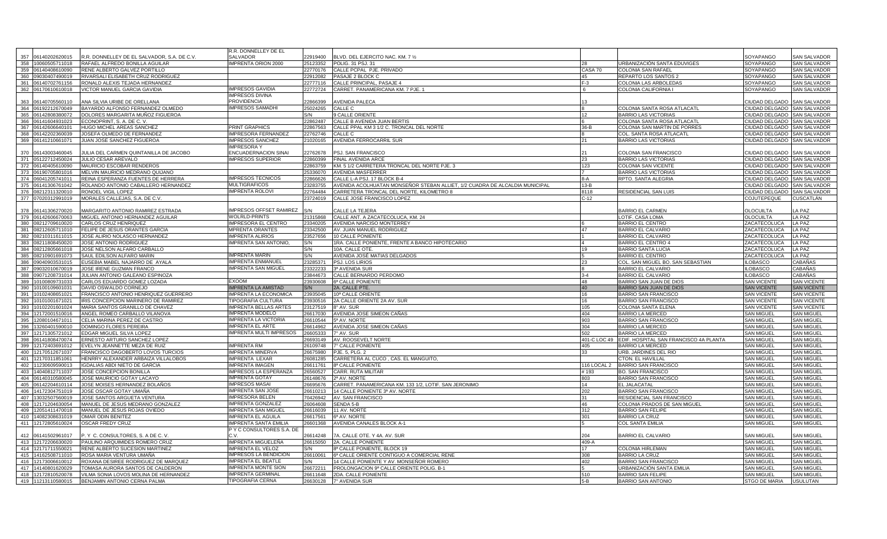| | | | | | | | | |
|---|---|---|---|---|---|---|---|---|
| 357 | 06140202620015 | R.R. DONNELLEY DE EL SALVADOR, S.A. DE C.V. | R.R. DONNELLEY DE EL SALVADOR | 22919400 | BLVD. DEL EJERCITO NAC. KM. 7 ½ | | | SOYAPANGO | SAN SALVADOR |
| 358 | 10060505711018 | RAFAEL ALFREDO BONILLA AGUILAR | IMPRENTA ORION 2000 | 25123352 | POLIG. 31 PSJ. 31 | 28 | URBANIZACIÓN SANTA EDUVIGES | SOYAPANGO | SAN SALVADOR |
| 359 | 06140408610090 | RENE ALBERTO GALVEZ PORTILLO | | 22770176 | CALLE PCPAL PJE. PRIVADO | CASA 70 | COLONIA SAN RAFAEL | SOYAPANGO | SAN SALVADOR |
| 360 | 09030407490019 | RIVARSALI ELISABETH CRUZ RODRIGUEZ | | 22912082 | PASAJE 2 BLOCK C | 45 | REPARTO LOS SANTOS 2 | SOYAPANGO | SAN SALVADOR |
| 361 | 06140702761156 | RONALD ALEXIS TEJADA HERNANDEZ | | 22777116 | CALLE PRINCIPAL, PASAJE 4 | F-3 | COLONIA LAS ARBOLEDAS | SOYAPANGO | SAN SALVADOR |
| 362 | 06170610610018 | VICTOR MANUEL GARCIA GAVIDIA | IMPRESOS GAVIDIA | 22772724 | CARRET. PANAMERICANA KM. 7 PJE. 1 | 6 | COLONIA CALIFORNIA I | SOYAPANGO | SAN SALVADOR |
| 363 | 06140705560110 | ANA SILVIA URIBE DE ORELLANA | IMPRESOS DIVINA PROVIDENCIA | 22866399 | AVENIDA PALECA | 13 | | CIUDAD DELGADO | SAN SALVADOR |
| 364 | 06192212670049 | BAYARDO ALFONSO FERNANDEZ OLMEDO | IMPRESOS SAMADHI | 25024265 | CALLE C | 8 | COLONIA SANTA ROSA ATLACATL | CIUDAD DELGADO | SAN SALVADOR |
| 365 | 06142808380072 | DOLORES MARGARITA MUÑOZ FIGUEROA | | S/N | 9 CALLE ORIENTE | 12 | BARRIO LAS VICTORIAS | CIUDAD DELGADO | SAN SALVADOR |
| 366 | 06141604931023 | ECONOPRINT, S. A. DE C. V. | | 22862487 | CALLE B AVENIDA JUAN BERTIS | 6 | COLONIA SANTA ROSA ATLACATL | CIUDAD DELGADO | SAN SALVADOR |
| 367 | 06142606640101 | HUGO MICHEL AREAS SANCHEZ | PRINT GRAPHICS | 22867563 | CALLE PPAL KM 3 1/2 C. TRONCAL DEL NORTE | 36-B | COLONIA SAN MARTIN DE PORRES | CIUDAD DELGADO | SAN SALVADOR |
| 368 | 06142202360039 | JOSEFA OLMEDO DE FERNANDEZ | IMPRESORA FERNANDEZ | 22762746 | CALLE C | 8 | COL. SANTA ROSA ATLACATL | CIUDAD DELGADO | SAN SALVADOR |
| 369 | 06141210661071 | JUAN JOSE SANCHEZ FIGUEROA | IMPRESOS SANCHEZ | 21020165 | AVENIDA FERROCARRIL SUR | 21 | BARRIO LAS VICTORIAS | CIUDAD DELGADO | SAN SALVADOR |
| 370 | 06143003460045 | JULIA DEL CARMEN QUINTANILLA DE JACOBO | IMPRESORA Y ENCUADERNACION SINAI | 22762678 | PSJ. SAN FRANCISCO | 21 | COLONIA SAN FRANCISCO | CIUDAD DELGADO | SAN SALVADOR |
| 371 | 05122712450024 | JULIO CESAR AREVALO | IMPRESOS SUPERIOR | 22860399 | FINAL AVENIDA ARCE | 23 | BARRIO LAS VICTORIAS | CIUDAD DELGADO | SAN SALVADOR |
| 372 | 06140405610090 | MAURICIO ESCOBAR RENDEROS | | 22863759 | KM. 5 1/2 CARRETERA TRONCAL DEL NORTE PJE. 3 | 123 | COLONIA SAN VICENTE | CIUDAD DELGADO | SAN SALVADOR |
| 373 | 06190705801016 | MELVIN MAURICIO MEDRANO QUIJANO | | 25336070 | AVENIDA MASFERRER | 7 | BARRIO LAS VICTORIAS | CIUDAD DELGADO | SAN SALVADOR |
| 374 | 06041205741011 | REINA ESPERANZA FUENTES DE HERRERA | IMPRESOS TECNICOS | 22866626 | CALLE L-A PSJ. 17 BLOCK B-4 | 8-A | RPTO. SANTA ALEGRIA | CIUDAD DELGADO | SAN SALVADOR |
| 375 | 06141306761042 | ROLANDO ANTONIO CABALLERO HERNANDEZ | MULTIGRAFICOS | 23283755 | AVENIDA ACOLHUATAN MONSEÑOR STEBAN ALLIET, 1/2 CUADRA DE ALCALDIA MUNICIPAL | 13-B | | CIUDAD DELGADO | SAN SALVADOR |
| 376 | 08212311320010 | RONOEL VIGIL LOPEZ | IMPRENTA ROLOVI | 22764484 | CARRETERA TRONCAL DEL NORTE, KILOMETRO 8 | 8118 | RESIDENCIAL SAN LUIS | CIUDAD DELGADO | SAN SALVADOR |
| 377 | 07020312991019 | MORALES CALLEJAS, S.A. DE C.V. | | 23724019 | CALLE JOSE FRANCISCO LOPEZ | C-12 | | COJUTEPEQUE | CUSCATLAN |
| 378 | 06141306270020 | MARGARITO ANTONIO RAMIREZ ESTRADA | IMPRESOS OFFSET RAMIREZ | S/N | CALLE LA TEJERA | | BARRIO EL CARMEN | OLOCUILTA | LA PAZ |
| 379 | 06142606670063 | MIGUEL ANTONIO HERNANDEZ AGUILAR | WOLRLD-PRINTS | 21315868 | CALLE ANT. A ZACATECOLUCA, KM. 24 | | LOTIF. CASA LOMA | OLOCUILTA | LA PAZ |
| 380 | 08212709610020 | CARLOS CRUZ HENRIQUEZ | IMPRESORA EL CENTRO | 23340205 | AVENIDA NARCISO MONTERREY | 6 | BARRIO EL CENTRO | ZACATECOLUCA | LA PAZ |
| 381 | 08212605711010 | FELIPE DE JESUS ORANTES GARCIA | IMPRENTA ORANTES | 23342500 | AV. JUAN MANUEL RODRIGUEZ | 47 | BARRIO EL CALVARIO | ZACATECOLUCA | LA PAZ |
| 382 | 08210311611015 | JOSE ALIRIO NOLASCO HERNANDEZ | IMPRENTA ALIRIOS | 23527656 | 10 CALLE PONIENTE | 1 | BARRIO EL CALVARIO | ZACATECOLUCA | LA PAZ |
| 383 | 08211808450020 | JOSE ANTONIO RODRIGUEZ | IMPRENTA SAN ANTONIO, | S/N | 1RA. CALLE PONIENTE, FRENTE A BANCO HIPOTECARIO | 4 | BARRIO EL CENTRO 4 | ZACATECOLUCA | LA PAZ |
| 384 | 08212805661018 | JOSE NELSON ALFARO CARBALLO | | S/N | 10A. CALLE OTE. | 19 | BARRIO SANTA LUCIA | ZACATECOLUCA | LA PAZ |
| 385 | 08210901691073 | SAUL EDILSON ALFARO MARIN | IMPRENTA MARIN | S/N | AVENIDA JOSÉ MATIAS DELGADOS | 5 | BARRIO EL CENTRO | ZACATECOLUCA | LA PAZ |
| 386 | 09040903531015 | EUSEBIA MABEL NAJARRO DE AYALA | IMPRENTA ENMANUEL | 23285371 | PSJ. LOS LIRIOS | 23 | COL. SAN MIGUEL BO. SAN SEBASTIAN | ILOBASCO | CABAÑAS |
| 387 | 09032010670019 | JOSE IRENE GUZMAN FRANCO | IMPRENTA SAN MIGUEL | 23322233 | 3ª AVENIDA SUR | 8 | BARRIO EL CALVARIO | ILOBASCO | CABAÑAS |
| 388 | 09071208731014 | JULIAN ANTONIO GALEANO ESPINOZA | | 23844673 | CALLE BERNARDO PERDOMO | 3-4 | BARRIO EL CALVARIO | ILOBASCO | CABAÑAS |
| 389 | 10100809731033 | CARLOS EDUARDO GOMEZ LOZADA | EXOOM | 23930608 | 6ª CALLE PONIENTE | 48 | BARRIO SAN JUAN DE DIOS | SAN VICENTE | SAN VICENTE |
| 390 | 10100109601031 | DAVID OSWALDO CORNEJO | IMPRENTA LA AMISTAD | S/N | 2A. CALLE PTE. | 40 | BARRIO SAN JUAN DE DIOS | SAN VICENTE | SAN VICENTE |
| 391 | 10102408651021 | FRANCISCO ANTONIO HENRIQUEZ GUERRERO | IMPRENTA LA ECONOMICA | 23935045 | 10ª CALLE ORIENTE | 16 | BARRIO SAN FRANCISCO | SAN VICENTE | SAN VICENTE |
| 392 | 10101001671021 | IRIS CONCEPCION MARINERO DE RAMIREZ | TIPOGRAFIA CULTURA | 23930516 | 2A CALLE ORIENTE 2A AV. SUR | 16 | BARRIO SAN FRANCISCO | SAN VICENTE | SAN VICENTE |
| 393 | 10102201601024 | MARIA SANTOS GRANILLO DE CHAVEZ | IMPRENTA BELLAS ARTES | 23127519 | 8° AV. SUR | 105 | COLONIA SANTA ELENA | SAN VICENTE | SAN VICENTE |
| 394 | 12172001510016 | ANGEL ROMEO CARBALLO VILANOVA | IMPRENTA MODELO | 26617030 | AVENIDA JOSE SIMEON CAÑAS | 404 | BARRIO LA MERCED | SAN MIGUEL | SAN MIGUEL |
| 395 | 12080104671011 | CELIA MARINA PEREZ DE CASTRO | IMPRENTA LA VICTORIA | 26610544 | 5ª AV. NORTE | 903 | BARRIO SAN FRANCISCO | SAN MIGUEL | SAN MIGUEL |
| 396 | 13260401590010 | DOMINGO FLORES PEREIRA | IMPRENTA EL ARTE | 26614962 | AVENIDA JOSE SIMEON CAÑAS | 304 | BARRIO LA MERCED | SAN MIGUEL | SAN MIGUEL |
| 397 | 12171305721012 | EDGAR MIGUEL SILVA LOPEZ | IMPRENTA MULTI IMPRESOS | 26605333 | 7° AV. SUR | 502 | BARRIO LA MERCED | SAN MIGUEL | SAN MIGUEL |
| 398 | 06141808470074 | ERNESTO ARTURO SANCHEZ LOPEZ | | 26693149 | AV. ROOSEVELT NORTE | 401-C LOC 49 | EDIF. HOSPITAL SAN FRANCISCO 4A PLANTA | SAN MIGUEL | SAN MIGUEL |
| 399 | 12172403691012 | EVELYN JEANNETTE MEZA DE RUIZ | IMPRENTA RM | 26109748 | 7° CALLE PONIENTE | 405 | BARRIO LA MERCED | SAN MIGUEL | SAN MIGUEL |
| 400 | 12170512671037 | FRANCISCO DAGOBERTO LOVOS TURCIOS | IMPRENTA MINERVA | 26675980 | PJE. 5, PLG. 2 | 33 | URB. JARDINES DEL RIO | SAN MIGUEL | SAN MIGUEL |
| 401 | 12170311851061 | HENRRY ALEXANDER ARBAIZA VILLALOBOS | IMPRENTA LEXAR | 26081285 | CARRETERA AL CUCO , CAS. EL MANGUITO, | | CTON. EL HAVILLAL | SAN MIGUEL | SAN MIGUEL |
| 402 | 11230609590013 | IGDALIAS ABDI NIETO DE GARCIA | IMPRENTA IMAGEN | 26611761 | 8ª CALLE PONIENTE | 116 LOCAL 2 | BARRIO SAN FRANCISCO | SAN MIGUEL | SAN MIGUEL |
| 403 | 14040812711037 | JOSE CONCEPCION BONILLA | IMPRESOS LA ESPERANZA | 26560527 | CARR. RUTA MILITAR | # 193 | BO. SAN FRANCISCO | SAN MIGUEL | SAN MIGUEL |
| 404 | 06140310580045 | JOSE MAURICIO GOTAY LACAYO | IMPRENTA GOTAY | 26148676 | 2ª AV. NORTE | 803 | BARRIO SAN FRANCISCO | SAN MIGUEL | SAN MIGUEL |
| 405 | 06142204610114 | JOSE MOISES HERNANDEZ BOLAÑOS | IMPRESOS MASAI | 26695676 | CARRET. PANAMERICANA KM. 133 1/2, LOTIF. SAN JERONIMO | 14 | EL JALACATAL | SAN MIGUEL | SAN MIGUEL |
| 406 | 14172304751019 | JOSE OSCAR GOTAY UMAÑA | IMPRENTA SAN JOSE | 26610213 | 14 CALLE PONIENTE 3ª AV. NORTE | 202 | BARRIO SAN FRANCISCO | SAN MIGUEL | SAN MIGUEL |
| 407 | 13032507560019 | JOSE SANTOS ARGUETA VENTURA | IMPRESORA BELEN | 70426942 | AV. SAN FRANCISCO | 31 | RESIDENCIAL SAN FRANCISCO | SAN MIGUEL | SAN MIGUEL |
| 408 | 12171204630054 | MANUEL DE JESUS MEDRANO GONZALEZ | IMPRENTA GONZALEZ | 26064608 | SENDA 5-B | 46 | COLONIA PRADOS DE SAN MIGUEL | SAN MIGUEL | SAN MIGUEL |
| 409 | 12051411470018 | MANUEL DE JESUS ROJAS OVIEDO | IMPRENTA SAN MIGUEL | 26616039 | 11 AV. NORTE | 312 | BARRIO SAN FELIPE | SAN MIGUEL | SAN MIGUEL |
| 410 | 14082308631019 | OMAR ODIN BENITEZ | IMPRENTA EL AGUILA | 26617561 | 6ª AV. NORTE | 301 | BARRIO LA CRUZ | SAN MIGUEL | SAN MIGUEL |
| 411 | 12172805610024 | OSCAR FREDY CRUZ | IMPRENTA SANTA EMILIA | 26601368 | AVENIDA CANALES BLOCK A-1 | 5 | COL SANTA EMILIA | SAN MIGUEL | SAN MIGUEL |
| 412 | 06141502961017 | P. Y C. CONSULTORES, S. A DE C. V. | P Y C CONSULTORES S.A. DE C.V. | 26614248 | 7A. CALLE OTE. Y 4A. AV. SUR | 204 | BARRIO EL CALVARIO | SAN MIGUEL | SAN MIGUEL |
| 413 | 12172206630020 | PAULINO ARQUIMIDES ROMERO CRUZ | IMPRENTA MIGUELEÑA | 26615050 | 2A. CALLE PONIENTE | 409-A | | SAN MIGUEL | SAN MIGUEL |
| 414 | 12171711550021 | RENE ALBERTO SUCESION MARTINEZ | IMPRENTA EL VELOZ | S/N | 8ª CALLE PONIENTE, BLOCK 19 | 17 | COLONIA HIRLEMAN | SAN MIGUEL | SAN MIGUEL |
| 415 | 14162508711010 | ROSA MARIA VENTURA UMAÑA | IMPRESOS LA BENDICION | 26610061 | 6ª CALLE ORIENTE CONTIGUO A COMERCIAL RENE | 308 | BARRIO LA CRUZ | SAN MIGUEL | SAN MIGUEL |
| 416 | 12173006610012 | ROXANA DESIREE RODRIGUEZ DE MARQUEZ | IMPRENTA EL BEATLE | S/N | 14 CALLE PONIENTE Y AV. MONSEÑOR ROMERO | 402 | BARRIO SAN FRANCISCO | SAN MIGUEL | SAN MIGUEL |
| 417 | 14140801620029 | TOMASA AURORA SANTOS DE CALDERON | IMPRENTA MONTE SION | 26672211 | PROLONGACION 9ª CALLE ORIENTE POLIG. B-1 | 5 | URBANIZACIÓN SANTA EMILIA | SAN MIGUEL | SAN MIGUEL |
| 418 | 12172810520078 | VILMA SONIA LOVOS MOLINA DE HERNANDEZ | IMPRENTA GERMINAL | 26611648 | 2DA. CALLE PONIENTE | 510 | BARRIO SAN FELIPE | SAN MIGUEL | SAN MIGUEL |
| 419 | 11213110580015 | BENJAMIN ANTONIO CERNA PALMA | TIPOGRAFIA CERNA | 26630128 | 7° AVENIDA SUR | 5-B | BARRIO SAN ANTONIO | STGO DE MARIA | USULUTAN |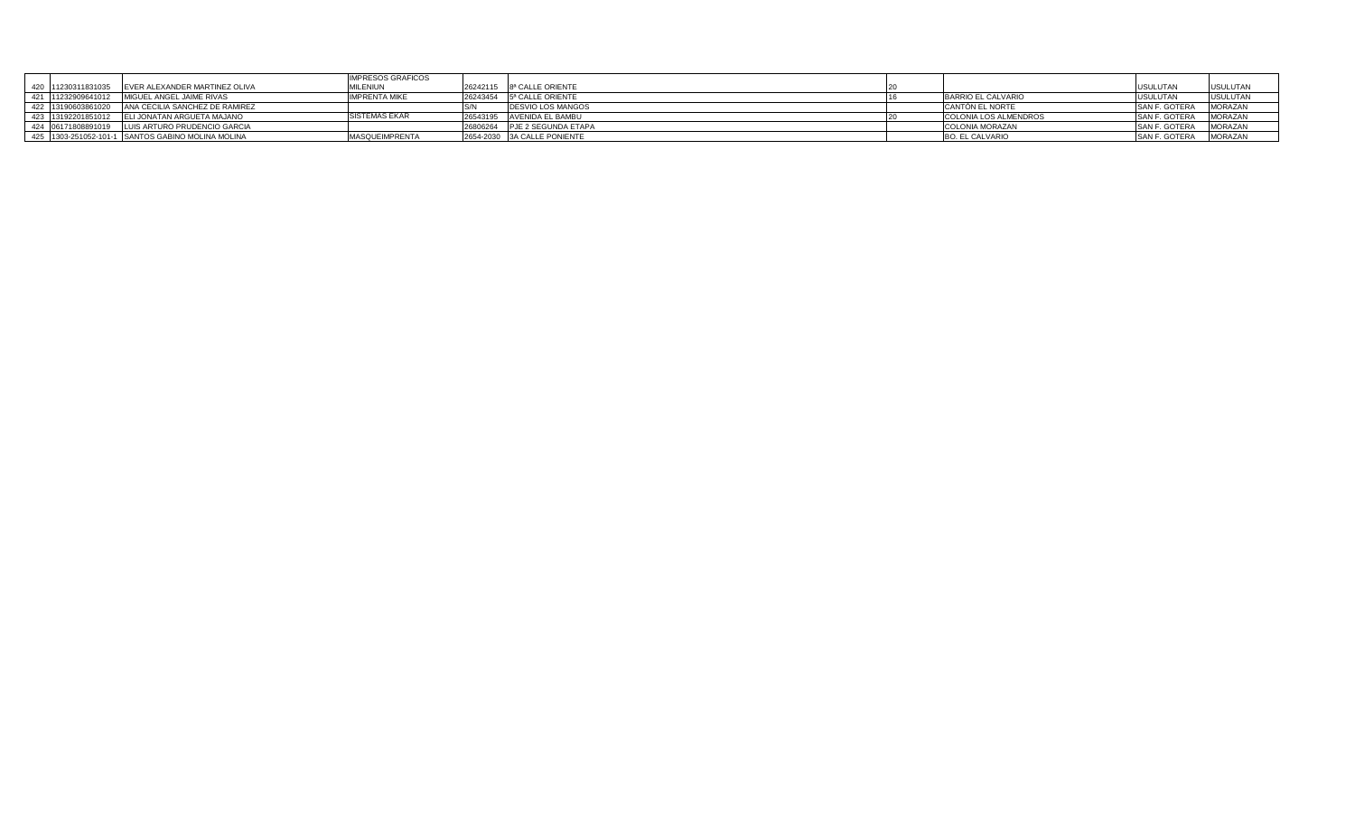| | | | | | | | | | | |
|---|---|---|---|---|---|---|---|---|---|---|
| 420 | 11230311831035 | EVER ALEXANDER MARTINEZ OLIVA | IMPRESOS GRAFICOS MILENIUN | 26242115 | 8ª CALLE ORIENTE | | 20 | | USULUTAN | USULUTAN |
| 421 | 11232909641012 | MIGUEL ANGEL JAIME RIVAS | IMPRENTA MIKE | 26243454 | 5ª CALLE ORIENTE | | 16 | BARRIO EL CALVARIO | USULUTAN | USULUTAN |
| 422 | 13190603861020 | ANA CECILIA SANCHEZ DE RAMIREZ | | S/N | DESVIO LOS MANGOS | | | CANTÓN EL NORTE | SAN F. GOTERA | MORAZAN |
| 423 | 13192201851012 | ELI JONATAN ARGUETA MAJANO | SISTEMAS EKAR | 26543195 | AVENIDA EL BAMBU | | 20 | COLONIA LOS ALMENDROS | SAN F. GOTERA | MORAZAN |
| 424 | 06171808891019 | LUIS ARTURO PRUDENCIO GARCIA | | 26806264 | PJE 2 SEGUNDA ETAPA | | | COLONIA MORAZAN | SAN F. GOTERA | MORAZAN |
| 425 | 1303-251052-101-1 | SANTOS GABINO MOLINA MOLINA | MASQUEIMPRENTA | 2654-2030 | 3A CALLE PONIENTE | | | BO. EL CALVARIO | SAN F. GOTERA | MORAZAN |